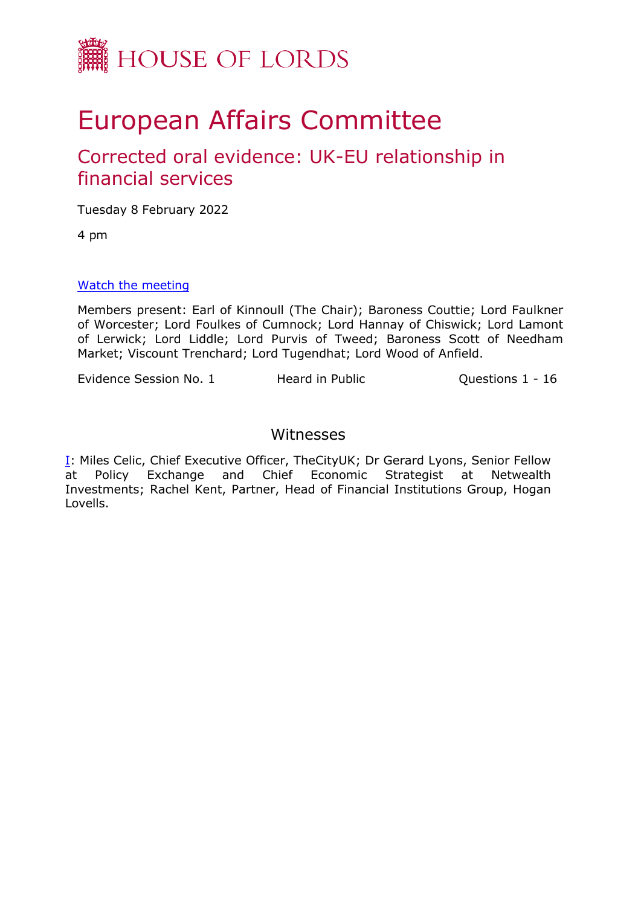HOUSE OF LORDS

# European Affairs Committee

## Corrected oral evidence: UK-EU relationship in financial services

Tuesday 8 February 2022

4 pm

[Watch the meeting]

Members present: Earl of Kinnoull (The Chair); Baroness Couttie; Lord Faulkner of Worcester; Lord Foulkes of Cumnock; Lord Hannay of Chiswick; Lord Lamont of Lerwick; Lord Liddle; Lord Purvis of Tweed; Baroness Scott of Needham Market; Viscount Trenchard; Lord Tugendhat; Lord Wood of Anfield.

Evidence Session No. 1 | Heard in Public | Questions 1 - 16

### Witnesses

I: Miles Celic, Chief Executive Officer, TheCityUK; Dr Gerard Lyons, Senior Fellow at Policy Exchange and Chief Economic Strategist at Netwealth Investments; Rachel Kent, Partner, Head of Financial Institutions Group, Hogan Lovells.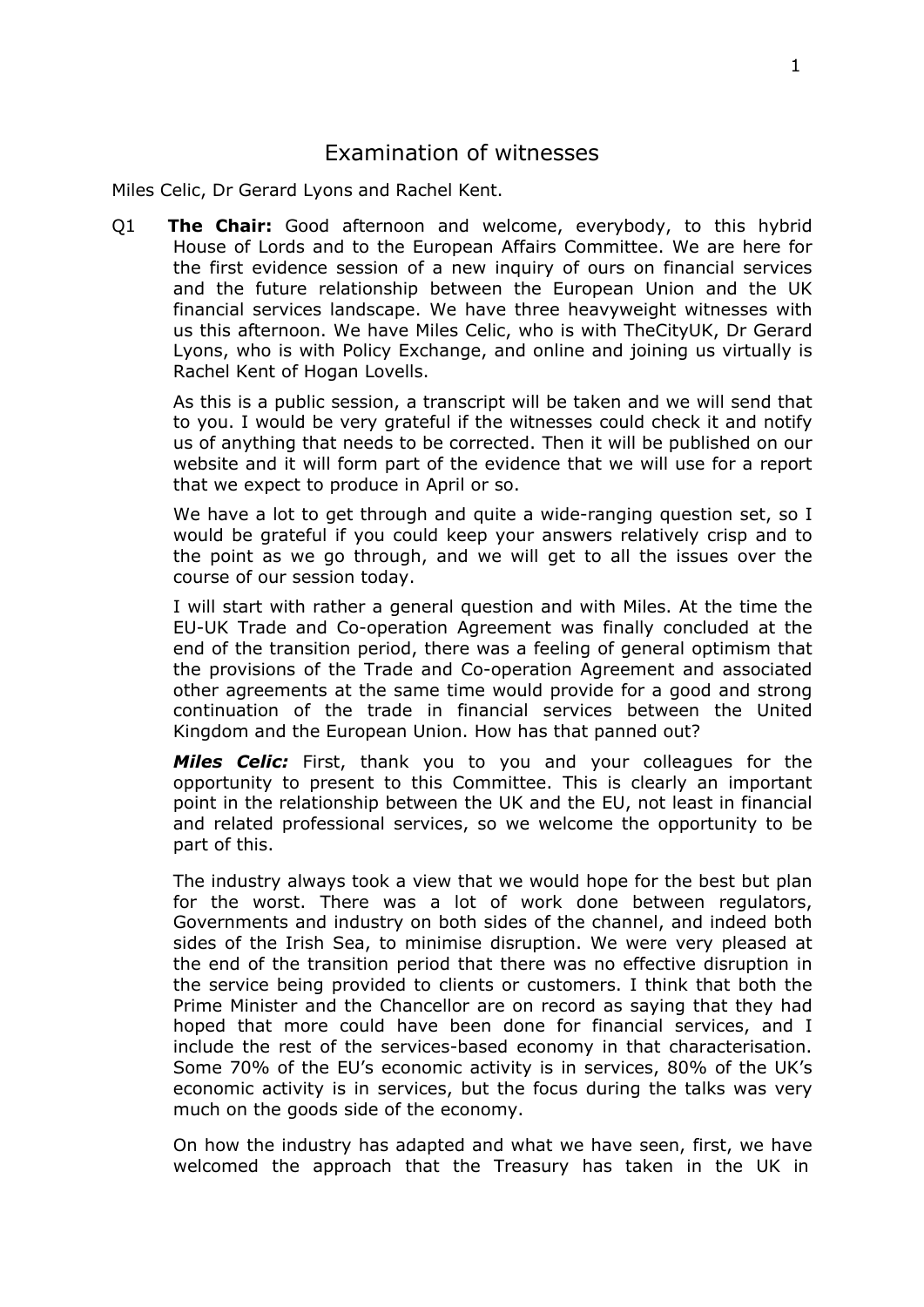# Examination of witnesses

Miles Celic, Dr Gerard Lyons and Rachel Kent.

Q1 **The Chair:** Good afternoon and welcome, everybody, to this hybrid House of Lords and to the European Affairs Committee. We are here for the first evidence session of a new inquiry of ours on financial services and the future relationship between the European Union and the UK financial services landscape. We have three heavyweight witnesses with us this afternoon. We have Miles Celic, who is with TheCityUK, Dr Gerard Lyons, who is with Policy Exchange, and online and joining us virtually is Rachel Kent of Hogan Lovells.

As this is a public session, a transcript will be taken and we will send that to you. I would be very grateful if the witnesses could check it and notify us of anything that needs to be corrected. Then it will be published on our website and it will form part of the evidence that we will use for a report that we expect to produce in April or so.

We have a lot to get through and quite a wide-ranging question set, so I would be grateful if you could keep your answers relatively crisp and to the point as we go through, and we will get to all the issues over the course of our session today.

I will start with rather a general question and with Miles. At the time the EU-UK Trade and Co-operation Agreement was finally concluded at the end of the transition period, there was a feeling of general optimism that the provisions of the Trade and Co-operation Agreement and associated other agreements at the same time would provide for a good and strong continuation of the trade in financial services between the United Kingdom and the European Union. How has that panned out?

***Miles Celic:*** First, thank you to you and your colleagues for the opportunity to present to this Committee. This is clearly an important point in the relationship between the UK and the EU, not least in financial and related professional services, so we welcome the opportunity to be part of this.

The industry always took a view that we would hope for the best but plan for the worst. There was a lot of work done between regulators, Governments and industry on both sides of the channel, and indeed both sides of the Irish Sea, to minimise disruption. We were very pleased at the end of the transition period that there was no effective disruption in the service being provided to clients or customers. I think that both the Prime Minister and the Chancellor are on record as saying that they had hoped that more could have been done for financial services, and I include the rest of the services-based economy in that characterisation. Some 70% of the EU's economic activity is in services, 80% of the UK's economic activity is in services, but the focus during the talks was very much on the goods side of the economy.

On how the industry has adapted and what we have seen, first, we have welcomed the approach that the Treasury has taken in the UK in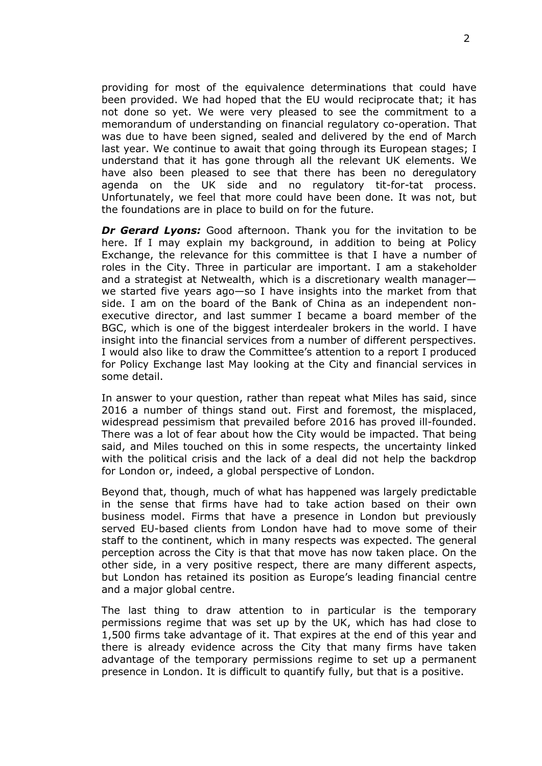providing for most of the equivalence determinations that could have been provided. We had hoped that the EU would reciprocate that; it has not done so yet. We were very pleased to see the commitment to a memorandum of understanding on financial regulatory co-operation. That was due to have been signed, sealed and delivered by the end of March last year. We continue to await that going through its European stages; I understand that it has gone through all the relevant UK elements. We have also been pleased to see that there has been no deregulatory agenda on the UK side and no regulatory tit-for-tat process. Unfortunately, we feel that more could have been done. It was not, but the foundations are in place to build on for the future.

***Dr Gerard Lyons:*** Good afternoon. Thank you for the invitation to be here. If I may explain my background, in addition to being at Policy Exchange, the relevance for this committee is that I have a number of roles in the City. Three in particular are important. I am a stakeholder and a strategist at Netwealth, which is a discretionary wealth manager—we started five years ago—so I have insights into the market from that side. I am on the board of the Bank of China as an independent non-executive director, and last summer I became a board member of the BGC, which is one of the biggest interdealer brokers in the world. I have insight into the financial services from a number of different perspectives. I would also like to draw the Committee's attention to a report I produced for Policy Exchange last May looking at the City and financial services in some detail.

In answer to your question, rather than repeat what Miles has said, since 2016 a number of things stand out. First and foremost, the misplaced, widespread pessimism that prevailed before 2016 has proved ill-founded. There was a lot of fear about how the City would be impacted. That being said, and Miles touched on this in some respects, the uncertainty linked with the political crisis and the lack of a deal did not help the backdrop for London or, indeed, a global perspective of London.

Beyond that, though, much of what has happened was largely predictable in the sense that firms have had to take action based on their own business model. Firms that have a presence in London but previously served EU-based clients from London have had to move some of their staff to the continent, which in many respects was expected. The general perception across the City is that that move has now taken place. On the other side, in a very positive respect, there are many different aspects, but London has retained its position as Europe's leading financial centre and a major global centre.

The last thing to draw attention to in particular is the temporary permissions regime that was set up by the UK, which has had close to 1,500 firms take advantage of it. That expires at the end of this year and there is already evidence across the City that many firms have taken advantage of the temporary permissions regime to set up a permanent presence in London. It is difficult to quantify fully, but that is a positive.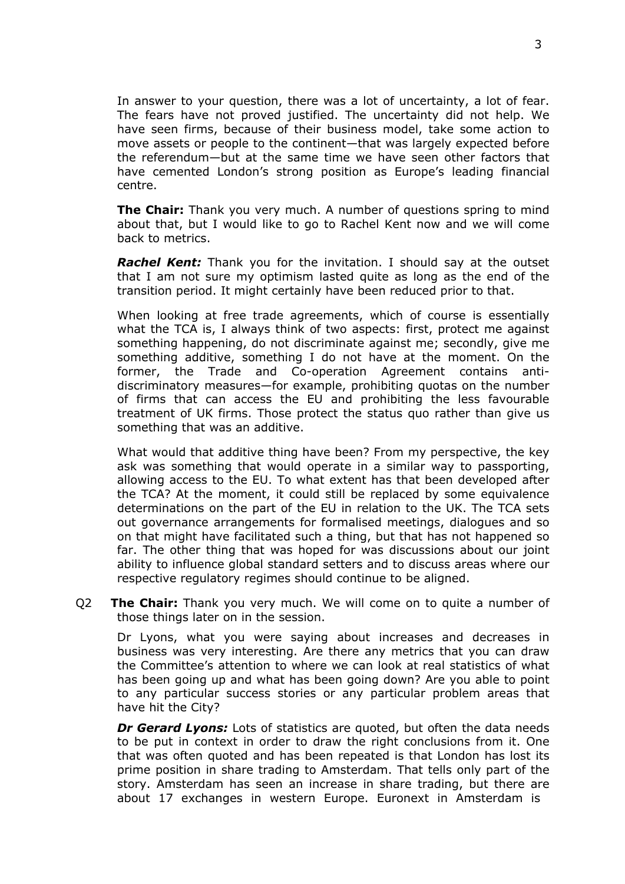In answer to your question, there was a lot of uncertainty, a lot of fear. The fears have not proved justified. The uncertainty did not help. We have seen firms, because of their business model, take some action to move assets or people to the continent—that was largely expected before the referendum—but at the same time we have seen other factors that have cemented London's strong position as Europe's leading financial centre.

**The Chair:** Thank you very much. A number of questions spring to mind about that, but I would like to go to Rachel Kent now and we will come back to metrics.

***Rachel Kent:*** Thank you for the invitation. I should say at the outset that I am not sure my optimism lasted quite as long as the end of the transition period. It might certainly have been reduced prior to that.

When looking at free trade agreements, which of course is essentially what the TCA is, I always think of two aspects: first, protect me against something happening, do not discriminate against me; secondly, give me something additive, something I do not have at the moment. On the former, the Trade and Co-operation Agreement contains anti-discriminatory measures—for example, prohibiting quotas on the number of firms that can access the EU and prohibiting the less favourable treatment of UK firms. Those protect the status quo rather than give us something that was an additive.

What would that additive thing have been? From my perspective, the key ask was something that would operate in a similar way to passporting, allowing access to the EU. To what extent has that been developed after the TCA? At the moment, it could still be replaced by some equivalence determinations on the part of the EU in relation to the UK. The TCA sets out governance arrangements for formalised meetings, dialogues and so on that might have facilitated such a thing, but that has not happened so far. The other thing that was hoped for was discussions about our joint ability to influence global standard setters and to discuss areas where our respective regulatory regimes should continue to be aligned.

Q2 **The Chair:** Thank you very much. We will come on to quite a number of those things later on in the session.

Dr Lyons, what you were saying about increases and decreases in business was very interesting. Are there any metrics that you can draw the Committee's attention to where we can look at real statistics of what has been going up and what has been going down? Are you able to point to any particular success stories or any particular problem areas that have hit the City?

***Dr Gerard Lyons:*** Lots of statistics are quoted, but often the data needs to be put in context in order to draw the right conclusions from it. One that was often quoted and has been repeated is that London has lost its prime position in share trading to Amsterdam. That tells only part of the story. Amsterdam has seen an increase in share trading, but there are about 17 exchanges in western Europe. Euronext in Amsterdam is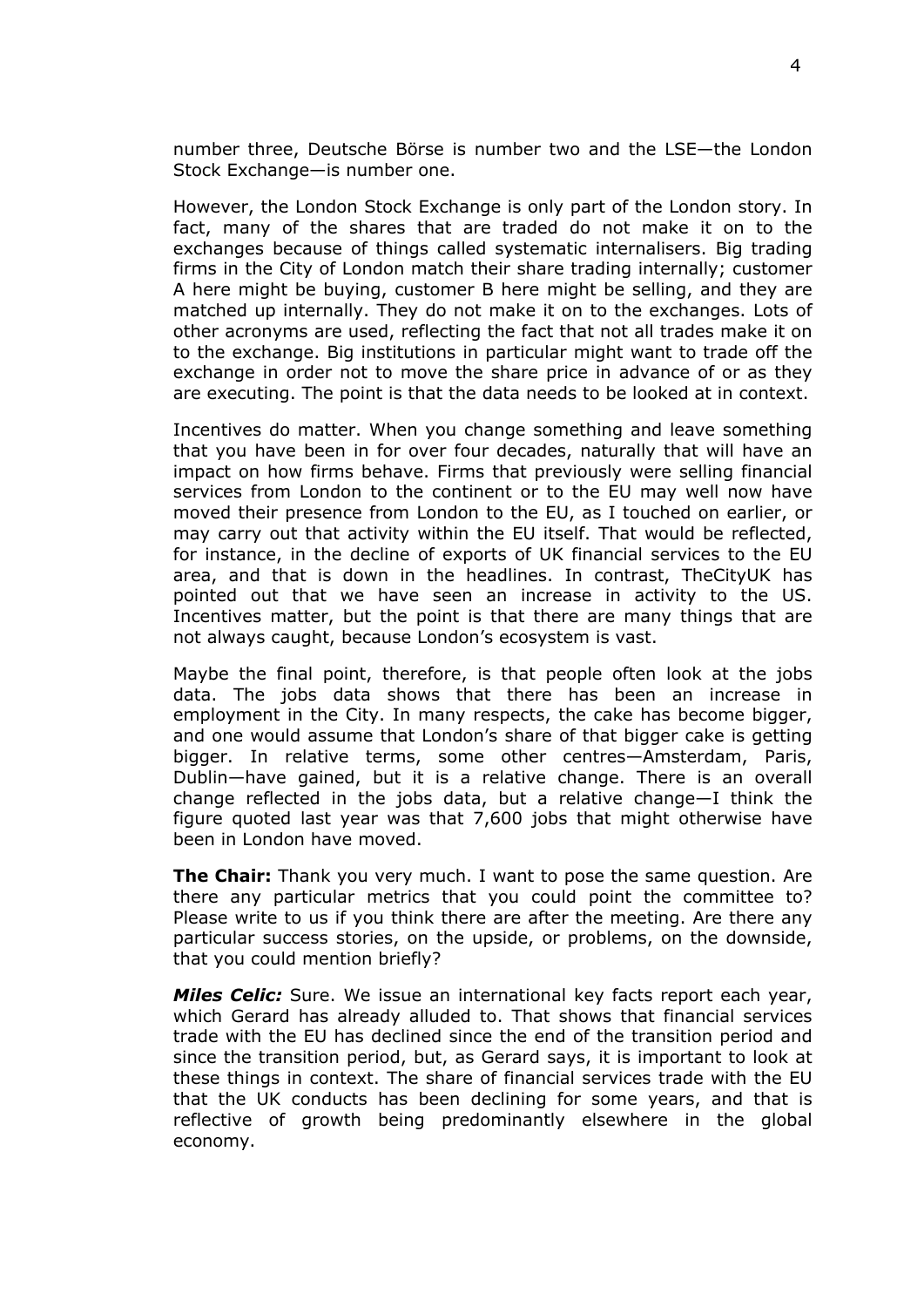number three, Deutsche Börse is number two and the LSE—the London Stock Exchange—is number one.

However, the London Stock Exchange is only part of the London story. In fact, many of the shares that are traded do not make it on to the exchanges because of things called systematic internalisers. Big trading firms in the City of London match their share trading internally; customer A here might be buying, customer B here might be selling, and they are matched up internally. They do not make it on to the exchanges. Lots of other acronyms are used, reflecting the fact that not all trades make it on to the exchange. Big institutions in particular might want to trade off the exchange in order not to move the share price in advance of or as they are executing. The point is that the data needs to be looked at in context.

Incentives do matter. When you change something and leave something that you have been in for over four decades, naturally that will have an impact on how firms behave. Firms that previously were selling financial services from London to the continent or to the EU may well now have moved their presence from London to the EU, as I touched on earlier, or may carry out that activity within the EU itself. That would be reflected, for instance, in the decline of exports of UK financial services to the EU area, and that is down in the headlines. In contrast, TheCityUK has pointed out that we have seen an increase in activity to the US. Incentives matter, but the point is that there are many things that are not always caught, because London's ecosystem is vast.

Maybe the final point, therefore, is that people often look at the jobs data. The jobs data shows that there has been an increase in employment in the City. In many respects, the cake has become bigger, and one would assume that London's share of that bigger cake is getting bigger. In relative terms, some other centres—Amsterdam, Paris, Dublin—have gained, but it is a relative change. There is an overall change reflected in the jobs data, but a relative change—I think the figure quoted last year was that 7,600 jobs that might otherwise have been in London have moved.

**The Chair:** Thank you very much. I want to pose the same question. Are there any particular metrics that you could point the committee to? Please write to us if you think there are after the meeting. Are there any particular success stories, on the upside, or problems, on the downside, that you could mention briefly?

***Miles Celic:*** Sure. We issue an international key facts report each year, which Gerard has already alluded to. That shows that financial services trade with the EU has declined since the end of the transition period and since the transition period, but, as Gerard says, it is important to look at these things in context. The share of financial services trade with the EU that the UK conducts has been declining for some years, and that is reflective of growth being predominantly elsewhere in the global economy.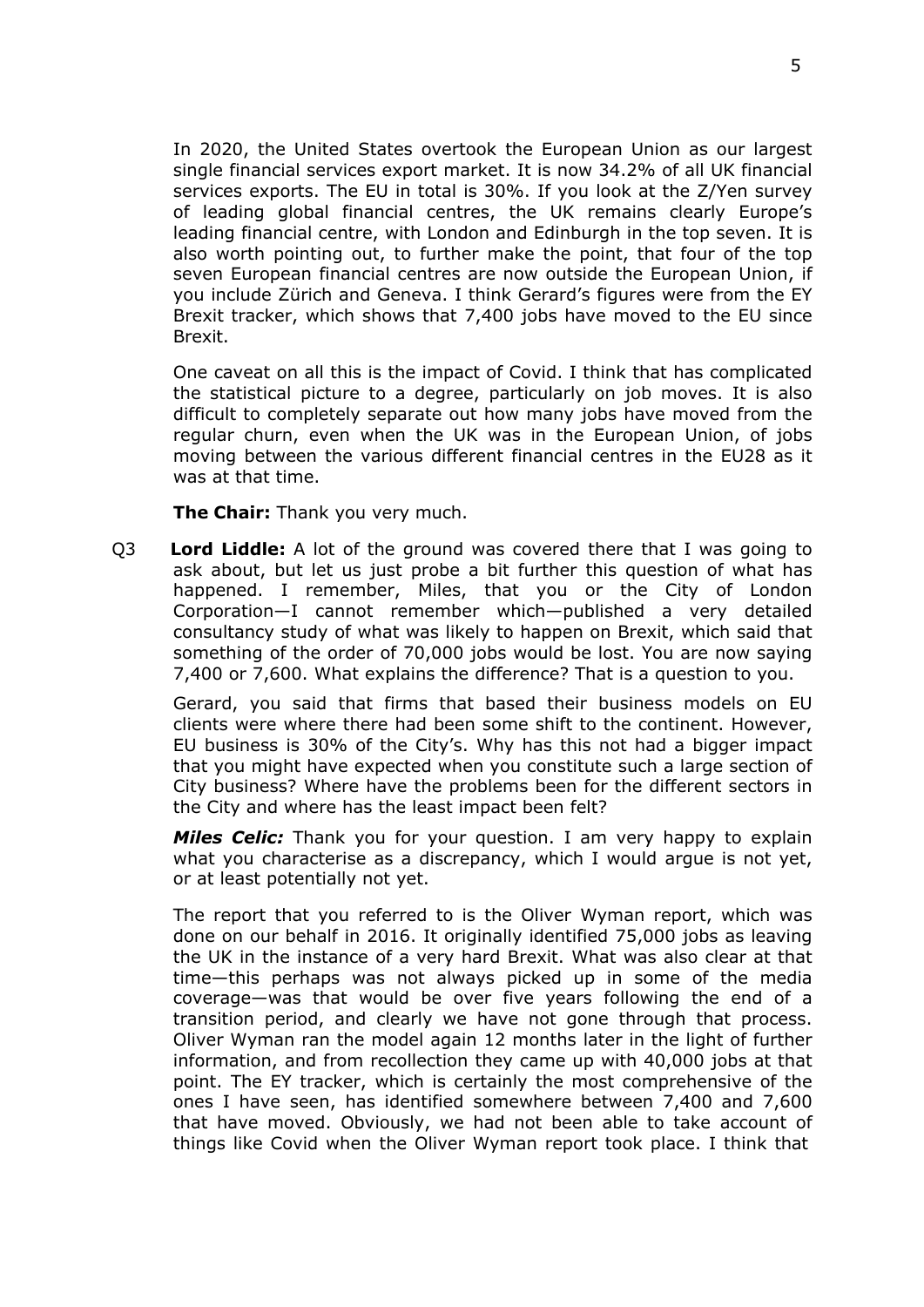In 2020, the United States overtook the European Union as our largest single financial services export market. It is now 34.2% of all UK financial services exports. The EU in total is 30%. If you look at the Z/Yen survey of leading global financial centres, the UK remains clearly Europe's leading financial centre, with London and Edinburgh in the top seven. It is also worth pointing out, to further make the point, that four of the top seven European financial centres are now outside the European Union, if you include Zürich and Geneva. I think Gerard's figures were from the EY Brexit tracker, which shows that 7,400 jobs have moved to the EU since Brexit.

One caveat on all this is the impact of Covid. I think that has complicated the statistical picture to a degree, particularly on job moves. It is also difficult to completely separate out how many jobs have moved from the regular churn, even when the UK was in the European Union, of jobs moving between the various different financial centres in the EU28 as it was at that time.

**The Chair:** Thank you very much.

Q3 **Lord Liddle:** A lot of the ground was covered there that I was going to ask about, but let us just probe a bit further this question of what has happened. I remember, Miles, that you or the City of London Corporation—I cannot remember which—published a very detailed consultancy study of what was likely to happen on Brexit, which said that something of the order of 70,000 jobs would be lost. You are now saying 7,400 or 7,600. What explains the difference? That is a question to you.

Gerard, you said that firms that based their business models on EU clients were where there had been some shift to the continent. However, EU business is 30% of the City's. Why has this not had a bigger impact that you might have expected when you constitute such a large section of City business? Where have the problems been for the different sectors in the City and where has the least impact been felt?

***Miles Celic:*** Thank you for your question. I am very happy to explain what you characterise as a discrepancy, which I would argue is not yet, or at least potentially not yet.

The report that you referred to is the Oliver Wyman report, which was done on our behalf in 2016. It originally identified 75,000 jobs as leaving the UK in the instance of a very hard Brexit. What was also clear at that time—this perhaps was not always picked up in some of the media coverage—was that would be over five years following the end of a transition period, and clearly we have not gone through that process. Oliver Wyman ran the model again 12 months later in the light of further information, and from recollection they came up with 40,000 jobs at that point. The EY tracker, which is certainly the most comprehensive of the ones I have seen, has identified somewhere between 7,400 and 7,600 that have moved. Obviously, we had not been able to take account of things like Covid when the Oliver Wyman report took place. I think that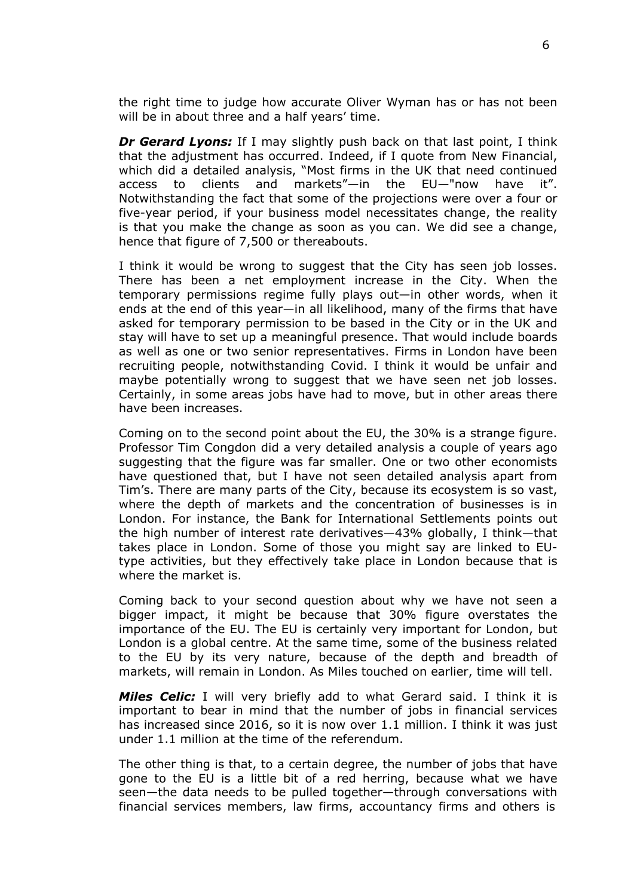the right time to judge how accurate Oliver Wyman has or has not been will be in about three and a half years' time.

***Dr Gerard Lyons:*** If I may slightly push back on that last point, I think that the adjustment has occurred. Indeed, if I quote from New Financial, which did a detailed analysis, "Most firms in the UK that need continued access to clients and markets"—in the EU—"now have it". Notwithstanding the fact that some of the projections were over a four or five-year period, if your business model necessitates change, the reality is that you make the change as soon as you can. We did see a change, hence that figure of 7,500 or thereabouts.

I think it would be wrong to suggest that the City has seen job losses. There has been a net employment increase in the City. When the temporary permissions regime fully plays out—in other words, when it ends at the end of this year—in all likelihood, many of the firms that have asked for temporary permission to be based in the City or in the UK and stay will have to set up a meaningful presence. That would include boards as well as one or two senior representatives. Firms in London have been recruiting people, notwithstanding Covid. I think it would be unfair and maybe potentially wrong to suggest that we have seen net job losses. Certainly, in some areas jobs have had to move, but in other areas there have been increases.

Coming on to the second point about the EU, the 30% is a strange figure. Professor Tim Congdon did a very detailed analysis a couple of years ago suggesting that the figure was far smaller. One or two other economists have questioned that, but I have not seen detailed analysis apart from Tim's. There are many parts of the City, because its ecosystem is so vast, where the depth of markets and the concentration of businesses is in London. For instance, the Bank for International Settlements points out the high number of interest rate derivatives—43% globally, I think—that takes place in London. Some of those you might say are linked to EU-type activities, but they effectively take place in London because that is where the market is.

Coming back to your second question about why we have not seen a bigger impact, it might be because that 30% figure overstates the importance of the EU. The EU is certainly very important for London, but London is a global centre. At the same time, some of the business related to the EU by its very nature, because of the depth and breadth of markets, will remain in London. As Miles touched on earlier, time will tell.

***Miles Celic:*** I will very briefly add to what Gerard said. I think it is important to bear in mind that the number of jobs in financial services has increased since 2016, so it is now over 1.1 million. I think it was just under 1.1 million at the time of the referendum.

The other thing is that, to a certain degree, the number of jobs that have gone to the EU is a little bit of a red herring, because what we have seen—the data needs to be pulled together—through conversations with financial services members, law firms, accountancy firms and others is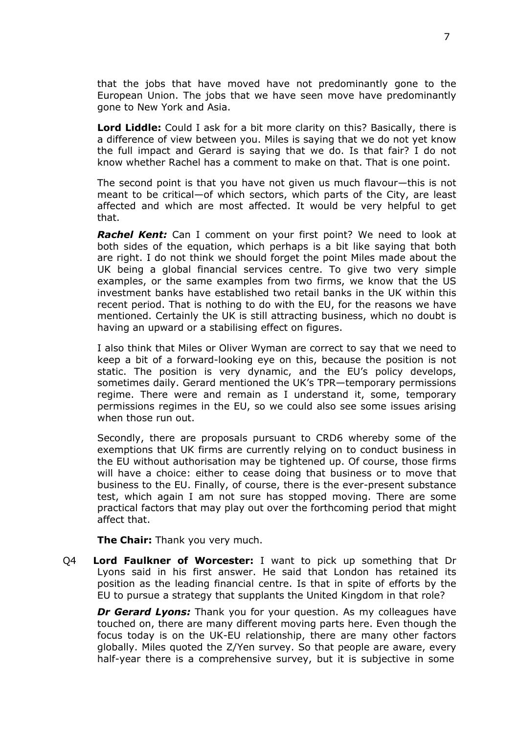that the jobs that have moved have not predominantly gone to the European Union. The jobs that we have seen move have predominantly gone to New York and Asia.

**Lord Liddle:** Could I ask for a bit more clarity on this? Basically, there is a difference of view between you. Miles is saying that we do not yet know the full impact and Gerard is saying that we do. Is that fair? I do not know whether Rachel has a comment to make on that. That is one point.

The second point is that you have not given us much flavour—this is not meant to be critical—of which sectors, which parts of the City, are least affected and which are most affected. It would be very helpful to get that.

***Rachel Kent:*** Can I comment on your first point? We need to look at both sides of the equation, which perhaps is a bit like saying that both are right. I do not think we should forget the point Miles made about the UK being a global financial services centre. To give two very simple examples, or the same examples from two firms, we know that the US investment banks have established two retail banks in the UK within this recent period. That is nothing to do with the EU, for the reasons we have mentioned. Certainly the UK is still attracting business, which no doubt is having an upward or a stabilising effect on figures.

I also think that Miles or Oliver Wyman are correct to say that we need to keep a bit of a forward-looking eye on this, because the position is not static. The position is very dynamic, and the EU's policy develops, sometimes daily. Gerard mentioned the UK's TPR—temporary permissions regime. There were and remain as I understand it, some, temporary permissions regimes in the EU, so we could also see some issues arising when those run out.

Secondly, there are proposals pursuant to CRD6 whereby some of the exemptions that UK firms are currently relying on to conduct business in the EU without authorisation may be tightened up. Of course, those firms will have a choice: either to cease doing that business or to move that business to the EU. Finally, of course, there is the ever-present substance test, which again I am not sure has stopped moving. There are some practical factors that may play out over the forthcoming period that might affect that.

**The Chair:** Thank you very much.

Q4 **Lord Faulkner of Worcester:** I want to pick up something that Dr Lyons said in his first answer. He said that London has retained its position as the leading financial centre. Is that in spite of efforts by the EU to pursue a strategy that supplants the United Kingdom in that role?

***Dr Gerard Lyons:*** Thank you for your question. As my colleagues have touched on, there are many different moving parts here. Even though the focus today is on the UK-EU relationship, there are many other factors globally. Miles quoted the Z/Yen survey. So that people are aware, every half-year there is a comprehensive survey, but it is subjective in some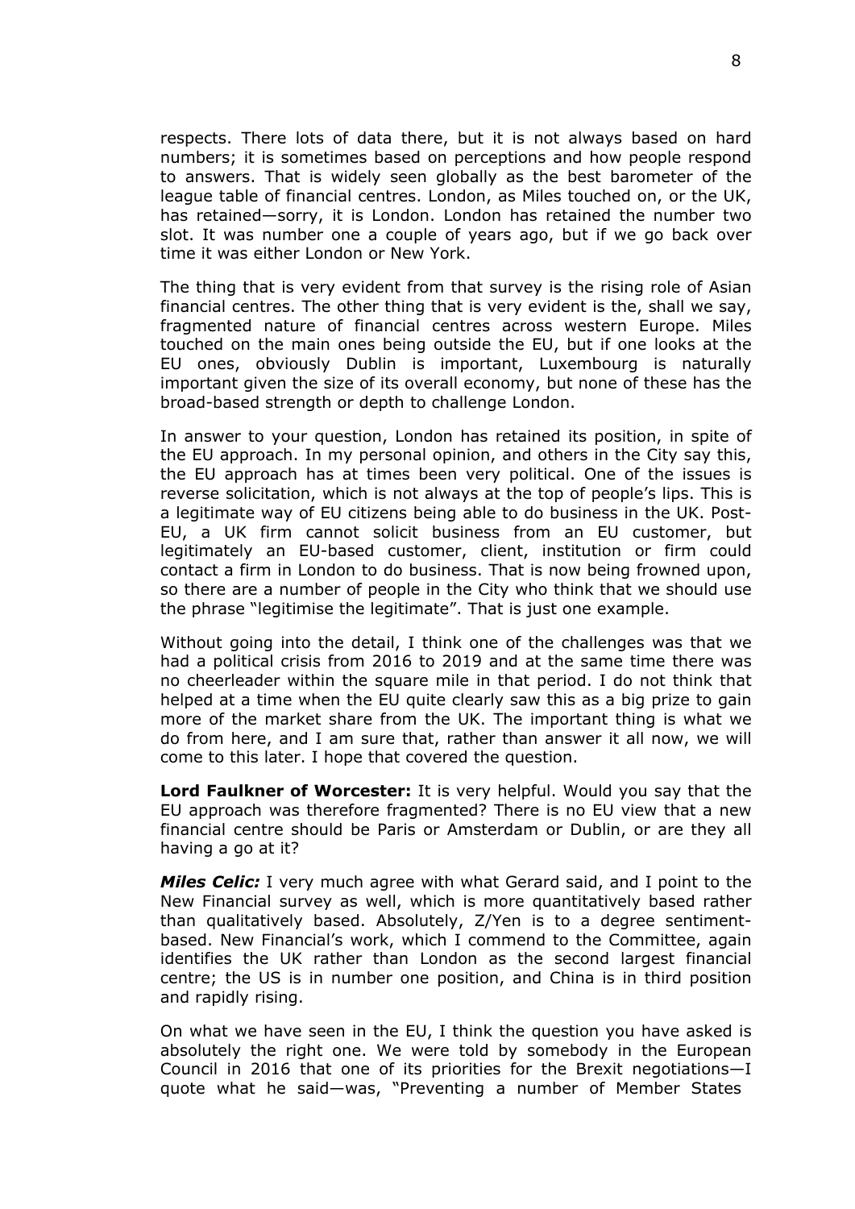respects. There lots of data there, but it is not always based on hard numbers; it is sometimes based on perceptions and how people respond to answers. That is widely seen globally as the best barometer of the league table of financial centres. London, as Miles touched on, or the UK, has retained—sorry, it is London. London has retained the number two slot. It was number one a couple of years ago, but if we go back over time it was either London or New York.

The thing that is very evident from that survey is the rising role of Asian financial centres. The other thing that is very evident is the, shall we say, fragmented nature of financial centres across western Europe. Miles touched on the main ones being outside the EU, but if one looks at the EU ones, obviously Dublin is important, Luxembourg is naturally important given the size of its overall economy, but none of these has the broad-based strength or depth to challenge London.

In answer to your question, London has retained its position, in spite of the EU approach. In my personal opinion, and others in the City say this, the EU approach has at times been very political. One of the issues is reverse solicitation, which is not always at the top of people's lips. This is a legitimate way of EU citizens being able to do business in the UK. Post-EU, a UK firm cannot solicit business from an EU customer, but legitimately an EU-based customer, client, institution or firm could contact a firm in London to do business. That is now being frowned upon, so there are a number of people in the City who think that we should use the phrase "legitimise the legitimate". That is just one example.

Without going into the detail, I think one of the challenges was that we had a political crisis from 2016 to 2019 and at the same time there was no cheerleader within the square mile in that period. I do not think that helped at a time when the EU quite clearly saw this as a big prize to gain more of the market share from the UK. The important thing is what we do from here, and I am sure that, rather than answer it all now, we will come to this later. I hope that covered the question.

**Lord Faulkner of Worcester:** It is very helpful. Would you say that the EU approach was therefore fragmented? There is no EU view that a new financial centre should be Paris or Amsterdam or Dublin, or are they all having a go at it?

***Miles Celic:*** I very much agree with what Gerard said, and I point to the New Financial survey as well, which is more quantitatively based rather than qualitatively based. Absolutely, Z/Yen is to a degree sentiment-based. New Financial's work, which I commend to the Committee, again identifies the UK rather than London as the second largest financial centre; the US is in number one position, and China is in third position and rapidly rising.

On what we have seen in the EU, I think the question you have asked is absolutely the right one. We were told by somebody in the European Council in 2016 that one of its priorities for the Brexit negotiations—I quote what he said—was, "Preventing a number of Member States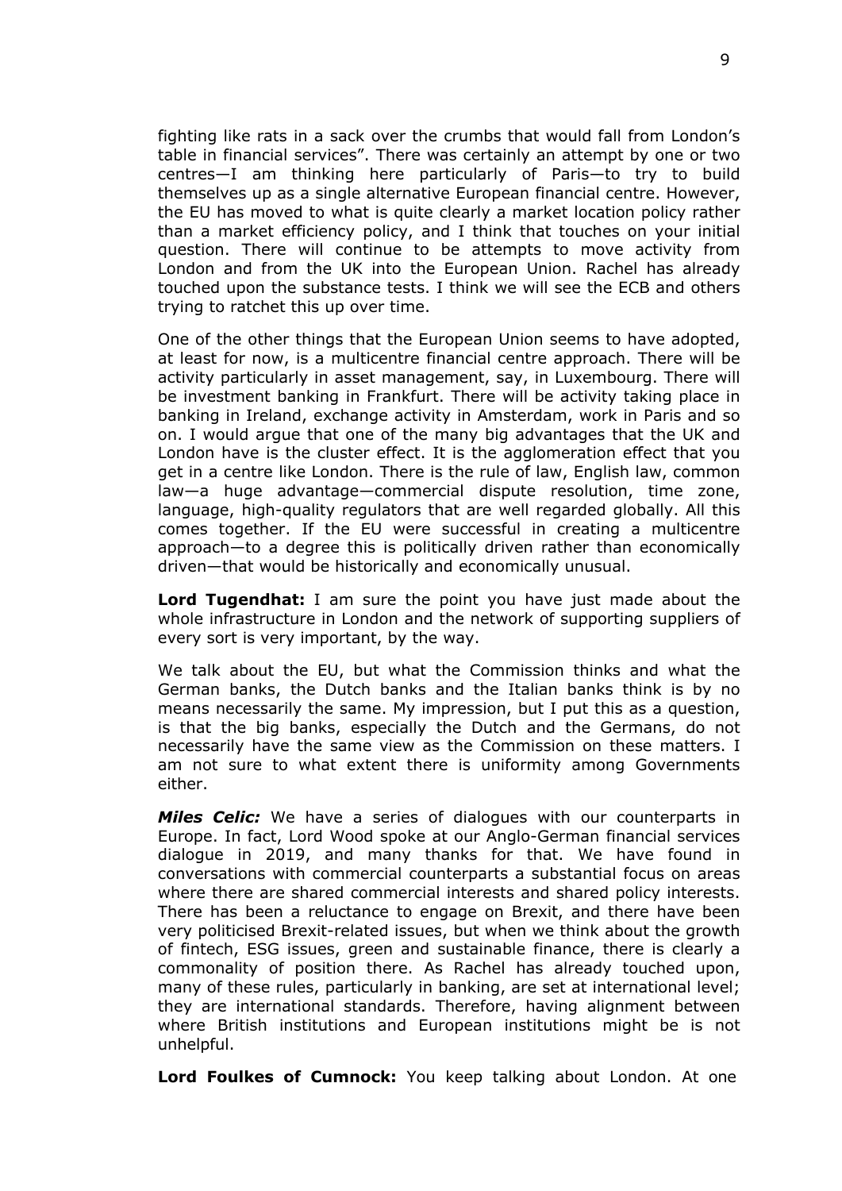fighting like rats in a sack over the crumbs that would fall from London's table in financial services". There was certainly an attempt by one or two centres—I am thinking here particularly of Paris—to try to build themselves up as a single alternative European financial centre. However, the EU has moved to what is quite clearly a market location policy rather than a market efficiency policy, and I think that touches on your initial question. There will continue to be attempts to move activity from London and from the UK into the European Union. Rachel has already touched upon the substance tests. I think we will see the ECB and others trying to ratchet this up over time.

One of the other things that the European Union seems to have adopted, at least for now, is a multicentre financial centre approach. There will be activity particularly in asset management, say, in Luxembourg. There will be investment banking in Frankfurt. There will be activity taking place in banking in Ireland, exchange activity in Amsterdam, work in Paris and so on. I would argue that one of the many big advantages that the UK and London have is the cluster effect. It is the agglomeration effect that you get in a centre like London. There is the rule of law, English law, common law—a huge advantage—commercial dispute resolution, time zone, language, high-quality regulators that are well regarded globally. All this comes together. If the EU were successful in creating a multicentre approach—to a degree this is politically driven rather than economically driven—that would be historically and economically unusual.

**Lord Tugendhat:** I am sure the point you have just made about the whole infrastructure in London and the network of supporting suppliers of every sort is very important, by the way.

We talk about the EU, but what the Commission thinks and what the German banks, the Dutch banks and the Italian banks think is by no means necessarily the same. My impression, but I put this as a question, is that the big banks, especially the Dutch and the Germans, do not necessarily have the same view as the Commission on these matters. I am not sure to what extent there is uniformity among Governments either.

***Miles Celic:*** We have a series of dialogues with our counterparts in Europe. In fact, Lord Wood spoke at our Anglo-German financial services dialogue in 2019, and many thanks for that. We have found in conversations with commercial counterparts a substantial focus on areas where there are shared commercial interests and shared policy interests. There has been a reluctance to engage on Brexit, and there have been very politicised Brexit-related issues, but when we think about the growth of fintech, ESG issues, green and sustainable finance, there is clearly a commonality of position there. As Rachel has already touched upon, many of these rules, particularly in banking, are set at international level; they are international standards. Therefore, having alignment between where British institutions and European institutions might be is not unhelpful.

**Lord Foulkes of Cumnock:** You keep talking about London. At one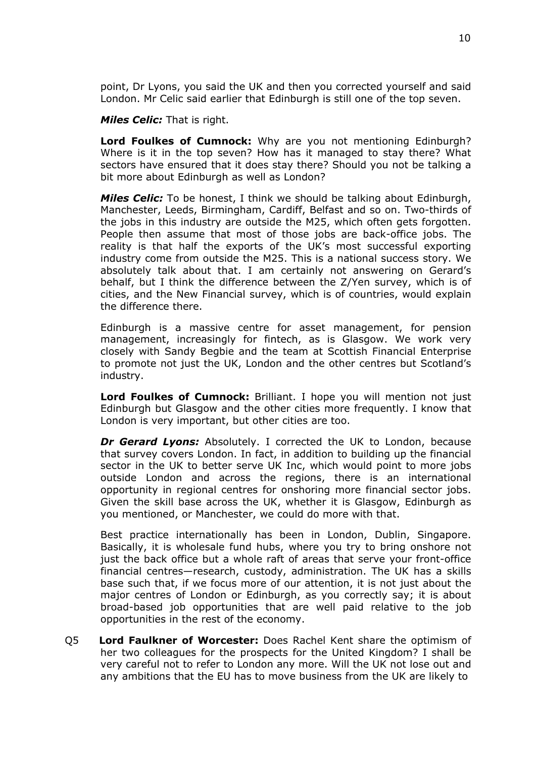point, Dr Lyons, you said the UK and then you corrected yourself and said London. Mr Celic said earlier that Edinburgh is still one of the top seven.

***Miles Celic:*** That is right.

**Lord Foulkes of Cumnock:** Why are you not mentioning Edinburgh? Where is it in the top seven? How has it managed to stay there? What sectors have ensured that it does stay there? Should you not be talking a bit more about Edinburgh as well as London?

***Miles Celic:*** To be honest, I think we should be talking about Edinburgh, Manchester, Leeds, Birmingham, Cardiff, Belfast and so on. Two-thirds of the jobs in this industry are outside the M25, which often gets forgotten. People then assume that most of those jobs are back-office jobs. The reality is that half the exports of the UK's most successful exporting industry come from outside the M25. This is a national success story. We absolutely talk about that. I am certainly not answering on Gerard's behalf, but I think the difference between the Z/Yen survey, which is of cities, and the New Financial survey, which is of countries, would explain the difference there.

Edinburgh is a massive centre for asset management, for pension management, increasingly for fintech, as is Glasgow. We work very closely with Sandy Begbie and the team at Scottish Financial Enterprise to promote not just the UK, London and the other centres but Scotland's industry.

**Lord Foulkes of Cumnock:** Brilliant. I hope you will mention not just Edinburgh but Glasgow and the other cities more frequently. I know that London is very important, but other cities are too.

***Dr Gerard Lyons:*** Absolutely. I corrected the UK to London, because that survey covers London. In fact, in addition to building up the financial sector in the UK to better serve UK Inc, which would point to more jobs outside London and across the regions, there is an international opportunity in regional centres for onshoring more financial sector jobs. Given the skill base across the UK, whether it is Glasgow, Edinburgh as you mentioned, or Manchester, we could do more with that.

Best practice internationally has been in London, Dublin, Singapore. Basically, it is wholesale fund hubs, where you try to bring onshore not just the back office but a whole raft of areas that serve your front-office financial centres—research, custody, administration. The UK has a skills base such that, if we focus more of our attention, it is not just about the major centres of London or Edinburgh, as you correctly say; it is about broad-based job opportunities that are well paid relative to the job opportunities in the rest of the economy.

Q5 **Lord Faulkner of Worcester:** Does Rachel Kent share the optimism of her two colleagues for the prospects for the United Kingdom? I shall be very careful not to refer to London any more. Will the UK not lose out and any ambitions that the EU has to move business from the UK are likely to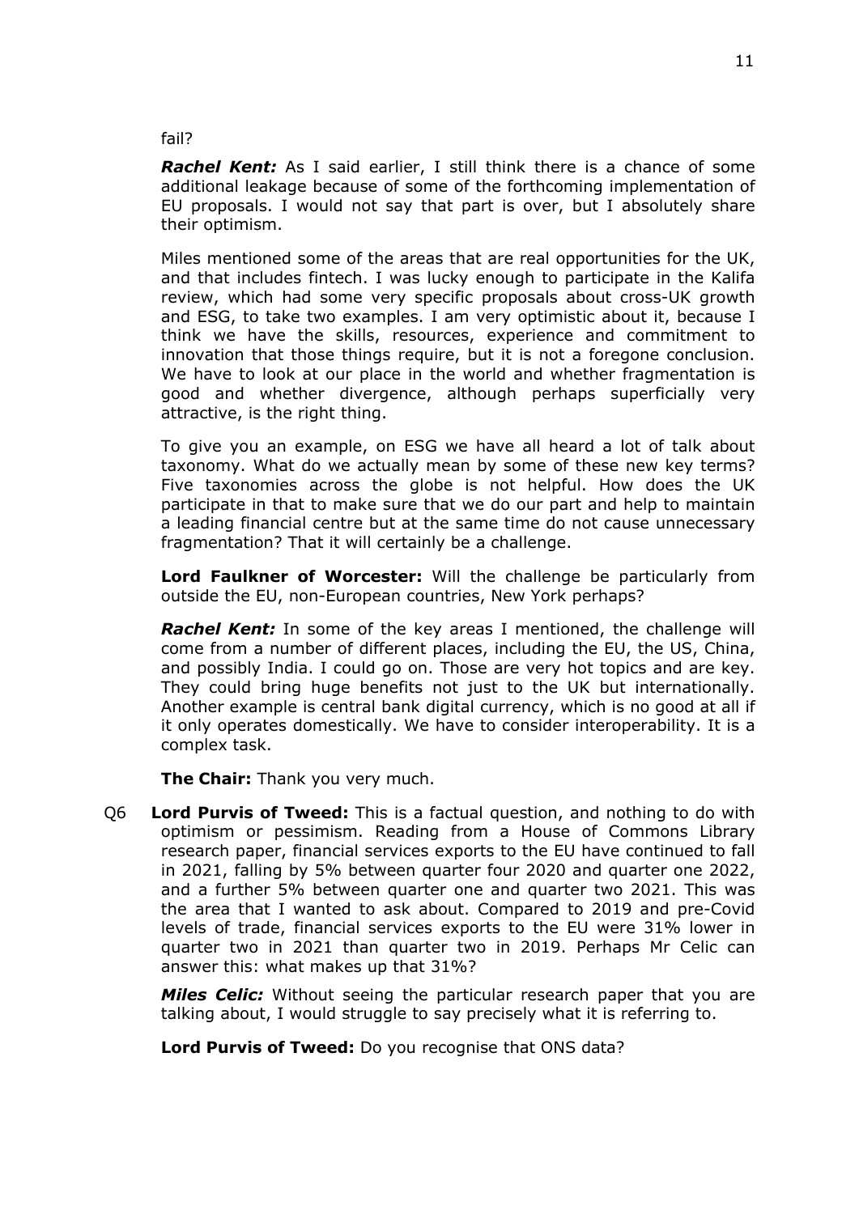fail?

***Rachel Kent:*** As I said earlier, I still think there is a chance of some additional leakage because of some of the forthcoming implementation of EU proposals. I would not say that part is over, but I absolutely share their optimism.

Miles mentioned some of the areas that are real opportunities for the UK, and that includes fintech. I was lucky enough to participate in the Kalifa review, which had some very specific proposals about cross-UK growth and ESG, to take two examples. I am very optimistic about it, because I think we have the skills, resources, experience and commitment to innovation that those things require, but it is not a foregone conclusion. We have to look at our place in the world and whether fragmentation is good and whether divergence, although perhaps superficially very attractive, is the right thing.

To give you an example, on ESG we have all heard a lot of talk about taxonomy. What do we actually mean by some of these new key terms? Five taxonomies across the globe is not helpful. How does the UK participate in that to make sure that we do our part and help to maintain a leading financial centre but at the same time do not cause unnecessary fragmentation? That it will certainly be a challenge.

**Lord Faulkner of Worcester:** Will the challenge be particularly from outside the EU, non-European countries, New York perhaps?

***Rachel Kent:*** In some of the key areas I mentioned, the challenge will come from a number of different places, including the EU, the US, China, and possibly India. I could go on. Those are very hot topics and are key. They could bring huge benefits not just to the UK but internationally. Another example is central bank digital currency, which is no good at all if it only operates domestically. We have to consider interoperability. It is a complex task.

**The Chair:** Thank you very much.

Q6 **Lord Purvis of Tweed:** This is a factual question, and nothing to do with optimism or pessimism. Reading from a House of Commons Library research paper, financial services exports to the EU have continued to fall in 2021, falling by 5% between quarter four 2020 and quarter one 2022, and a further 5% between quarter one and quarter two 2021. This was the area that I wanted to ask about. Compared to 2019 and pre-Covid levels of trade, financial services exports to the EU were 31% lower in quarter two in 2021 than quarter two in 2019. Perhaps Mr Celic can answer this: what makes up that 31%?

***Miles Celic:*** Without seeing the particular research paper that you are talking about, I would struggle to say precisely what it is referring to.

**Lord Purvis of Tweed:** Do you recognise that ONS data?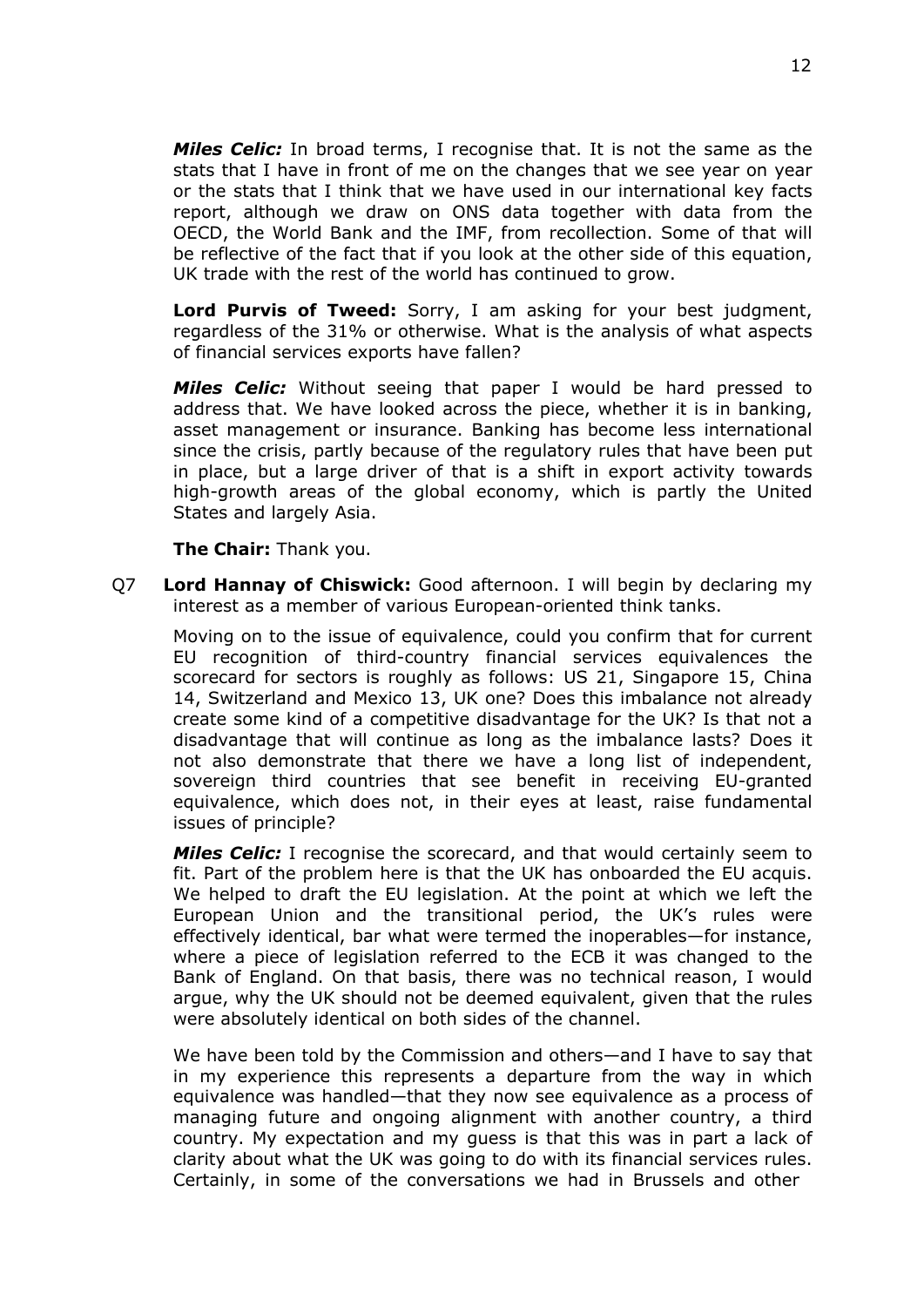***Miles Celic:*** In broad terms, I recognise that. It is not the same as the stats that I have in front of me on the changes that we see year on year or the stats that I think that we have used in our international key facts report, although we draw on ONS data together with data from the OECD, the World Bank and the IMF, from recollection. Some of that will be reflective of the fact that if you look at the other side of this equation, UK trade with the rest of the world has continued to grow.

**Lord Purvis of Tweed:** Sorry, I am asking for your best judgment, regardless of the 31% or otherwise. What is the analysis of what aspects of financial services exports have fallen?

***Miles Celic:*** Without seeing that paper I would be hard pressed to address that. We have looked across the piece, whether it is in banking, asset management or insurance. Banking has become less international since the crisis, partly because of the regulatory rules that have been put in place, but a large driver of that is a shift in export activity towards high-growth areas of the global economy, which is partly the United States and largely Asia.

**The Chair:** Thank you.

Q7 **Lord Hannay of Chiswick:** Good afternoon. I will begin by declaring my interest as a member of various European-oriented think tanks.

Moving on to the issue of equivalence, could you confirm that for current EU recognition of third-country financial services equivalences the scorecard for sectors is roughly as follows: US 21, Singapore 15, China 14, Switzerland and Mexico 13, UK one? Does this imbalance not already create some kind of a competitive disadvantage for the UK? Is that not a disadvantage that will continue as long as the imbalance lasts? Does it not also demonstrate that there we have a long list of independent, sovereign third countries that see benefit in receiving EU-granted equivalence, which does not, in their eyes at least, raise fundamental issues of principle?

***Miles Celic:*** I recognise the scorecard, and that would certainly seem to fit. Part of the problem here is that the UK has onboarded the EU acquis. We helped to draft the EU legislation. At the point at which we left the European Union and the transitional period, the UK's rules were effectively identical, bar what were termed the inoperables—for instance, where a piece of legislation referred to the ECB it was changed to the Bank of England. On that basis, there was no technical reason, I would argue, why the UK should not be deemed equivalent, given that the rules were absolutely identical on both sides of the channel.

We have been told by the Commission and others—and I have to say that in my experience this represents a departure from the way in which equivalence was handled—that they now see equivalence as a process of managing future and ongoing alignment with another country, a third country. My expectation and my guess is that this was in part a lack of clarity about what the UK was going to do with its financial services rules. Certainly, in some of the conversations we had in Brussels and other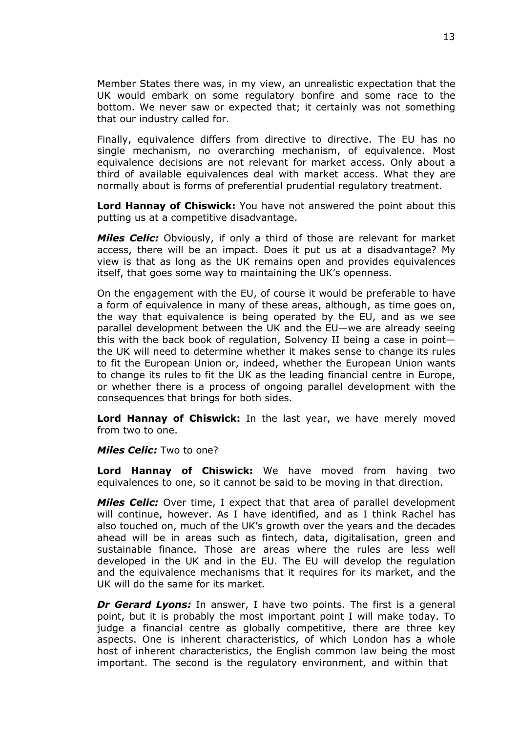Member States there was, in my view, an unrealistic expectation that the UK would embark on some regulatory bonfire and some race to the bottom. We never saw or expected that; it certainly was not something that our industry called for.

Finally, equivalence differs from directive to directive. The EU has no single mechanism, no overarching mechanism, of equivalence. Most equivalence decisions are not relevant for market access. Only about a third of available equivalences deal with market access. What they are normally about is forms of preferential prudential regulatory treatment.

**Lord Hannay of Chiswick:** You have not answered the point about this putting us at a competitive disadvantage.

***Miles Celic:*** Obviously, if only a third of those are relevant for market access, there will be an impact. Does it put us at a disadvantage? My view is that as long as the UK remains open and provides equivalences itself, that goes some way to maintaining the UK's openness.

On the engagement with the EU, of course it would be preferable to have a form of equivalence in many of these areas, although, as time goes on, the way that equivalence is being operated by the EU, and as we see parallel development between the UK and the EU—we are already seeing this with the back book of regulation, Solvency II being a case in point—the UK will need to determine whether it makes sense to change its rules to fit the European Union or, indeed, whether the European Union wants to change its rules to fit the UK as the leading financial centre in Europe, or whether there is a process of ongoing parallel development with the consequences that brings for both sides.

**Lord Hannay of Chiswick:** In the last year, we have merely moved from two to one.

***Miles Celic:*** Two to one?

**Lord Hannay of Chiswick:** We have moved from having two equivalences to one, so it cannot be said to be moving in that direction.

***Miles Celic:*** Over time, I expect that that area of parallel development will continue, however. As I have identified, and as I think Rachel has also touched on, much of the UK's growth over the years and the decades ahead will be in areas such as fintech, data, digitalisation, green and sustainable finance. Those are areas where the rules are less well developed in the UK and in the EU. The EU will develop the regulation and the equivalence mechanisms that it requires for its market, and the UK will do the same for its market.

***Dr Gerard Lyons:*** In answer, I have two points. The first is a general point, but it is probably the most important point I will make today. To judge a financial centre as globally competitive, there are three key aspects. One is inherent characteristics, of which London has a whole host of inherent characteristics, the English common law being the most important. The second is the regulatory environment, and within that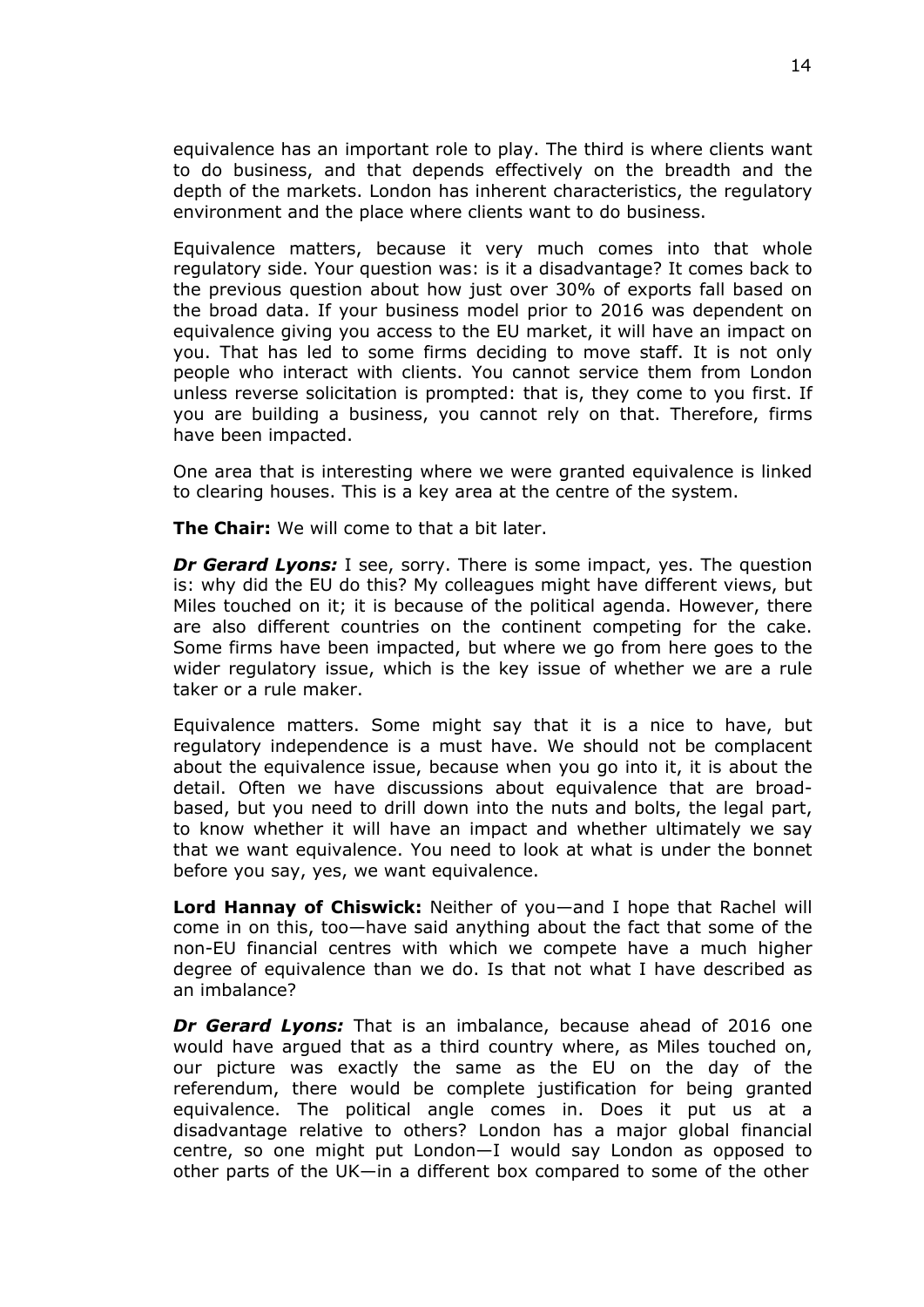equivalence has an important role to play. The third is where clients want to do business, and that depends effectively on the breadth and the depth of the markets. London has inherent characteristics, the regulatory environment and the place where clients want to do business.

Equivalence matters, because it very much comes into that whole regulatory side. Your question was: is it a disadvantage? It comes back to the previous question about how just over 30% of exports fall based on the broad data. If your business model prior to 2016 was dependent on equivalence giving you access to the EU market, it will have an impact on you. That has led to some firms deciding to move staff. It is not only people who interact with clients. You cannot service them from London unless reverse solicitation is prompted: that is, they come to you first. If you are building a business, you cannot rely on that. Therefore, firms have been impacted.

One area that is interesting where we were granted equivalence is linked to clearing houses. This is a key area at the centre of the system.

**The Chair:** We will come to that a bit later.

***Dr Gerard Lyons:*** I see, sorry. There is some impact, yes. The question is: why did the EU do this? My colleagues might have different views, but Miles touched on it; it is because of the political agenda. However, there are also different countries on the continent competing for the cake. Some firms have been impacted, but where we go from here goes to the wider regulatory issue, which is the key issue of whether we are a rule taker or a rule maker.

Equivalence matters. Some might say that it is a nice to have, but regulatory independence is a must have. We should not be complacent about the equivalence issue, because when you go into it, it is about the detail. Often we have discussions about equivalence that are broad-based, but you need to drill down into the nuts and bolts, the legal part, to know whether it will have an impact and whether ultimately we say that we want equivalence. You need to look at what is under the bonnet before you say, yes, we want equivalence.

**Lord Hannay of Chiswick:** Neither of you—and I hope that Rachel will come in on this, too—have said anything about the fact that some of the non-EU financial centres with which we compete have a much higher degree of equivalence than we do. Is that not what I have described as an imbalance?

***Dr Gerard Lyons:*** That is an imbalance, because ahead of 2016 one would have argued that as a third country where, as Miles touched on, our picture was exactly the same as the EU on the day of the referendum, there would be complete justification for being granted equivalence. The political angle comes in. Does it put us at a disadvantage relative to others? London has a major global financial centre, so one might put London—I would say London as opposed to other parts of the UK—in a different box compared to some of the other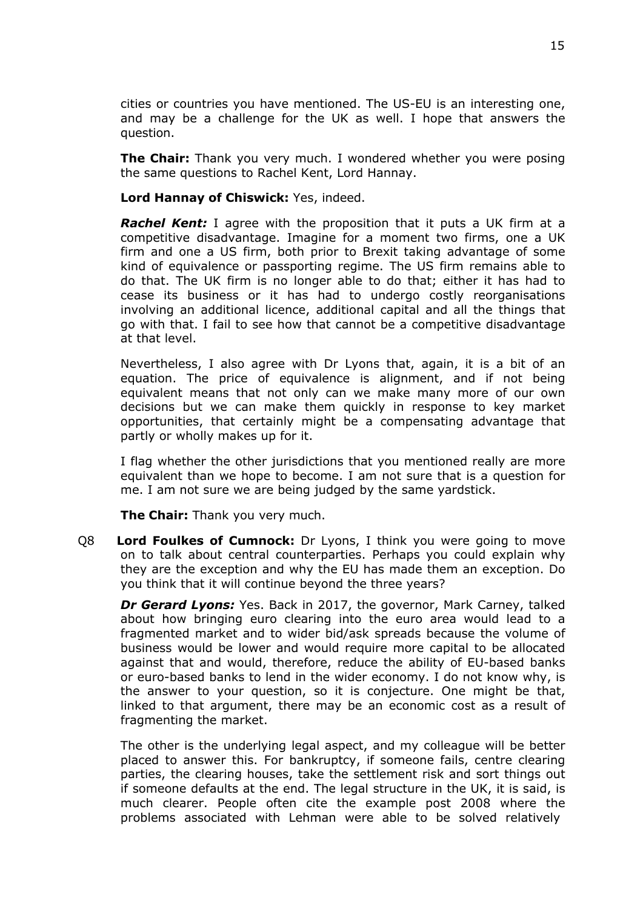cities or countries you have mentioned. The US-EU is an interesting one, and may be a challenge for the UK as well. I hope that answers the question.

**The Chair:** Thank you very much. I wondered whether you were posing the same questions to Rachel Kent, Lord Hannay.

**Lord Hannay of Chiswick:** Yes, indeed.

***Rachel Kent:*** I agree with the proposition that it puts a UK firm at a competitive disadvantage. Imagine for a moment two firms, one a UK firm and one a US firm, both prior to Brexit taking advantage of some kind of equivalence or passporting regime. The US firm remains able to do that. The UK firm is no longer able to do that; either it has had to cease its business or it has had to undergo costly reorganisations involving an additional licence, additional capital and all the things that go with that. I fail to see how that cannot be a competitive disadvantage at that level.

Nevertheless, I also agree with Dr Lyons that, again, it is a bit of an equation. The price of equivalence is alignment, and if not being equivalent means that not only can we make many more of our own decisions but we can make them quickly in response to key market opportunities, that certainly might be a compensating advantage that partly or wholly makes up for it.

I flag whether the other jurisdictions that you mentioned really are more equivalent than we hope to become. I am not sure that is a question for me. I am not sure we are being judged by the same yardstick.

**The Chair:** Thank you very much.

Q8 **Lord Foulkes of Cumnock:** Dr Lyons, I think you were going to move on to talk about central counterparties. Perhaps you could explain why they are the exception and why the EU has made them an exception. Do you think that it will continue beyond the three years?

***Dr Gerard Lyons:*** Yes. Back in 2017, the governor, Mark Carney, talked about how bringing euro clearing into the euro area would lead to a fragmented market and to wider bid/ask spreads because the volume of business would be lower and would require more capital to be allocated against that and would, therefore, reduce the ability of EU-based banks or euro-based banks to lend in the wider economy. I do not know why, is the answer to your question, so it is conjecture. One might be that, linked to that argument, there may be an economic cost as a result of fragmenting the market.

The other is the underlying legal aspect, and my colleague will be better placed to answer this. For bankruptcy, if someone fails, centre clearing parties, the clearing houses, take the settlement risk and sort things out if someone defaults at the end. The legal structure in the UK, it is said, is much clearer. People often cite the example post 2008 where the problems associated with Lehman were able to be solved relatively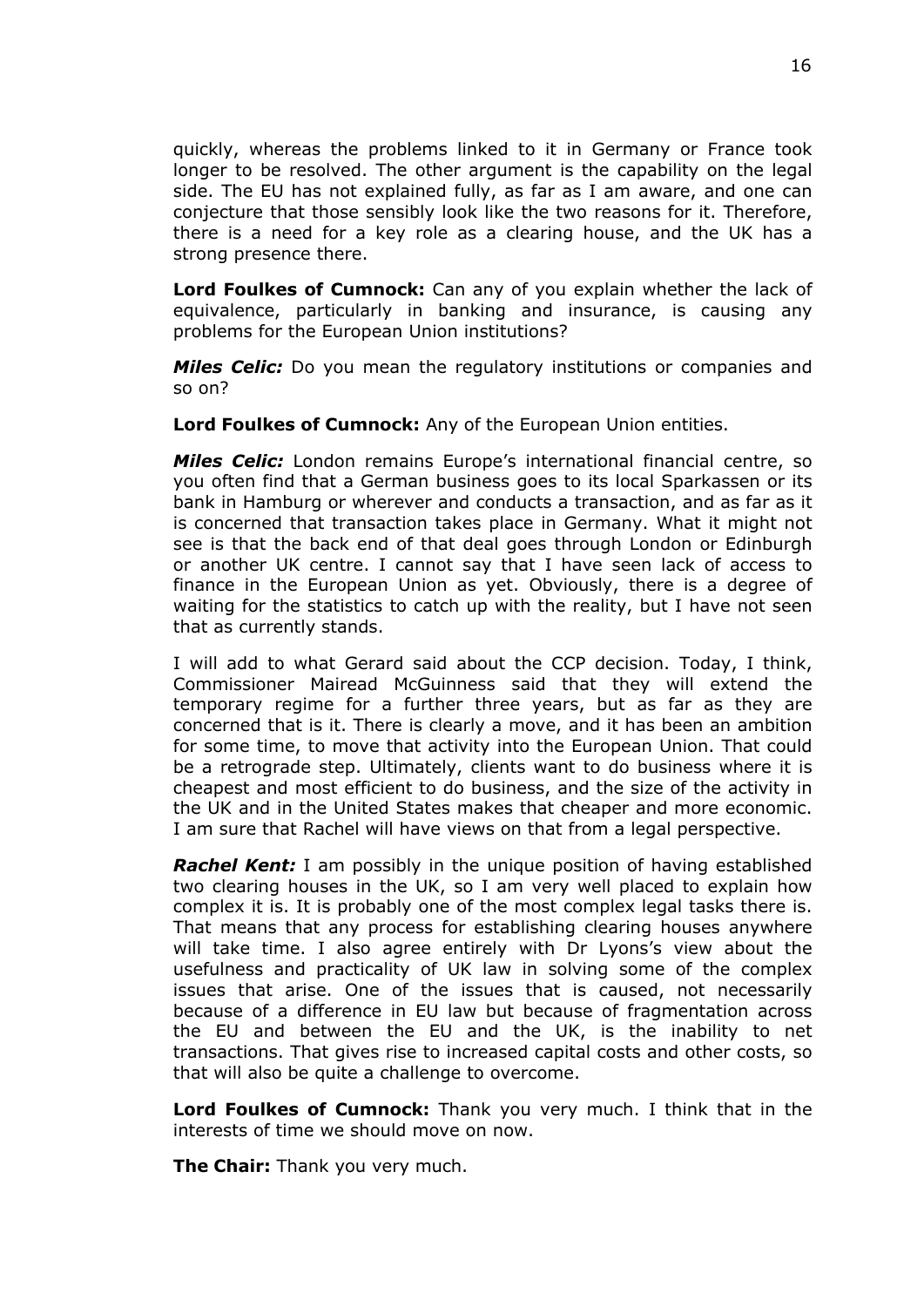quickly, whereas the problems linked to it in Germany or France took longer to be resolved. The other argument is the capability on the legal side. The EU has not explained fully, as far as I am aware, and one can conjecture that those sensibly look like the two reasons for it. Therefore, there is a need for a key role as a clearing house, and the UK has a strong presence there.

**Lord Foulkes of Cumnock:** Can any of you explain whether the lack of equivalence, particularly in banking and insurance, is causing any problems for the European Union institutions?

***Miles Celic:*** Do you mean the regulatory institutions or companies and so on?

**Lord Foulkes of Cumnock:** Any of the European Union entities.

***Miles Celic:*** London remains Europe's international financial centre, so you often find that a German business goes to its local Sparkassen or its bank in Hamburg or wherever and conducts a transaction, and as far as it is concerned that transaction takes place in Germany. What it might not see is that the back end of that deal goes through London or Edinburgh or another UK centre. I cannot say that I have seen lack of access to finance in the European Union as yet. Obviously, there is a degree of waiting for the statistics to catch up with the reality, but I have not seen that as currently stands.

I will add to what Gerard said about the CCP decision. Today, I think, Commissioner Mairead McGuinness said that they will extend the temporary regime for a further three years, but as far as they are concerned that is it. There is clearly a move, and it has been an ambition for some time, to move that activity into the European Union. That could be a retrograde step. Ultimately, clients want to do business where it is cheapest and most efficient to do business, and the size of the activity in the UK and in the United States makes that cheaper and more economic. I am sure that Rachel will have views on that from a legal perspective.

***Rachel Kent:*** I am possibly in the unique position of having established two clearing houses in the UK, so I am very well placed to explain how complex it is. It is probably one of the most complex legal tasks there is. That means that any process for establishing clearing houses anywhere will take time. I also agree entirely with Dr Lyons's view about the usefulness and practicality of UK law in solving some of the complex issues that arise. One of the issues that is caused, not necessarily because of a difference in EU law but because of fragmentation across the EU and between the EU and the UK, is the inability to net transactions. That gives rise to increased capital costs and other costs, so that will also be quite a challenge to overcome.

**Lord Foulkes of Cumnock:** Thank you very much. I think that in the interests of time we should move on now.

**The Chair:** Thank you very much.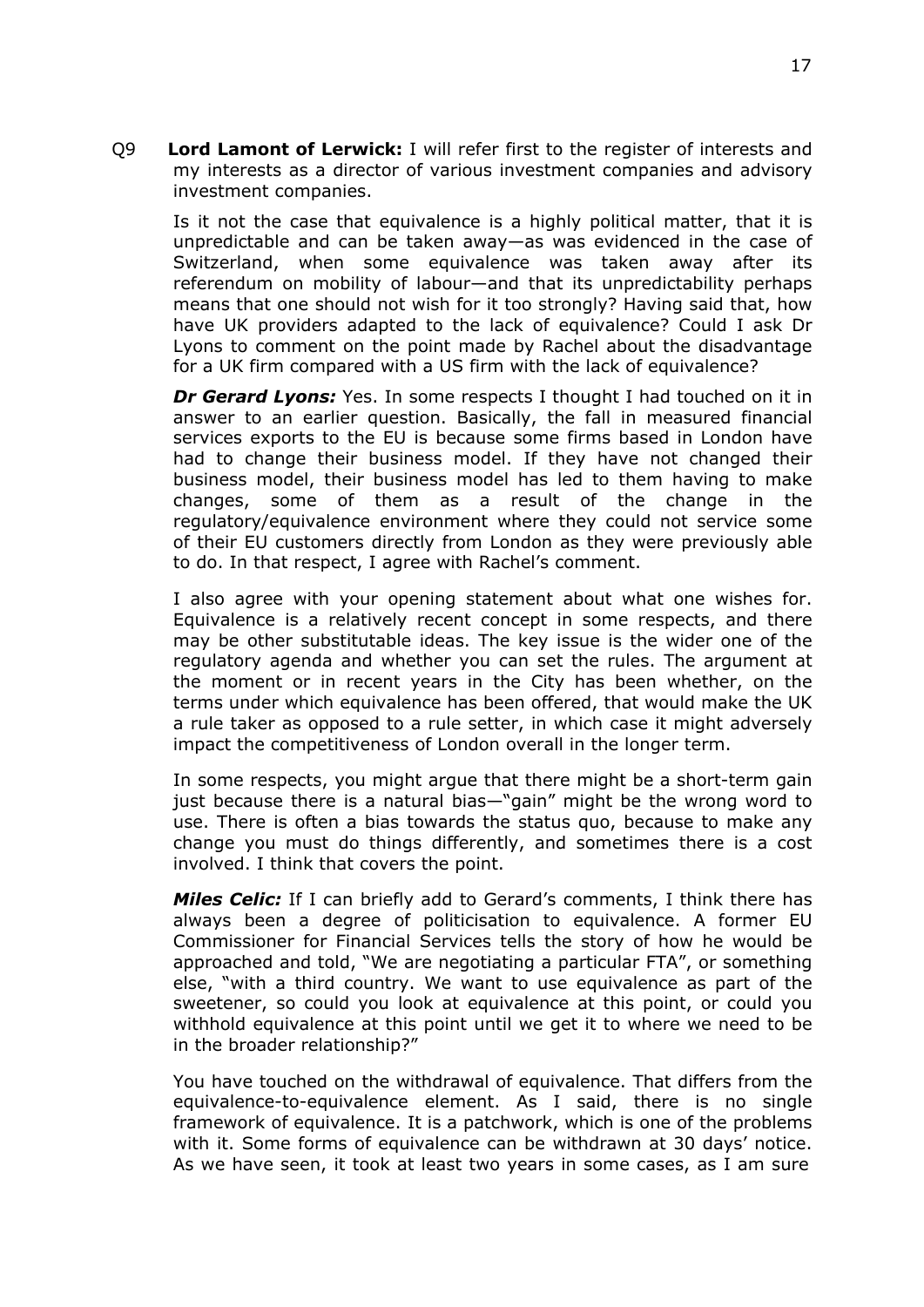Q9 **Lord Lamont of Lerwick:** I will refer first to the register of interests and my interests as a director of various investment companies and advisory investment companies.

Is it not the case that equivalence is a highly political matter, that it is unpredictable and can be taken away—as was evidenced in the case of Switzerland, when some equivalence was taken away after its referendum on mobility of labour—and that its unpredictability perhaps means that one should not wish for it too strongly? Having said that, how have UK providers adapted to the lack of equivalence? Could I ask Dr Lyons to comment on the point made by Rachel about the disadvantage for a UK firm compared with a US firm with the lack of equivalence?

***Dr Gerard Lyons:*** Yes. In some respects I thought I had touched on it in answer to an earlier question. Basically, the fall in measured financial services exports to the EU is because some firms based in London have had to change their business model. If they have not changed their business model, their business model has led to them having to make changes, some of them as a result of the change in the regulatory/equivalence environment where they could not service some of their EU customers directly from London as they were previously able to do. In that respect, I agree with Rachel's comment.

I also agree with your opening statement about what one wishes for. Equivalence is a relatively recent concept in some respects, and there may be other substitutable ideas. The key issue is the wider one of the regulatory agenda and whether you can set the rules. The argument at the moment or in recent years in the City has been whether, on the terms under which equivalence has been offered, that would make the UK a rule taker as opposed to a rule setter, in which case it might adversely impact the competitiveness of London overall in the longer term.

In some respects, you might argue that there might be a short-term gain just because there is a natural bias—"gain" might be the wrong word to use. There is often a bias towards the status quo, because to make any change you must do things differently, and sometimes there is a cost involved. I think that covers the point.

***Miles Celic:*** If I can briefly add to Gerard's comments, I think there has always been a degree of politicisation to equivalence. A former EU Commissioner for Financial Services tells the story of how he would be approached and told, "We are negotiating a particular FTA", or something else, "with a third country. We want to use equivalence as part of the sweetener, so could you look at equivalence at this point, or could you withhold equivalence at this point until we get it to where we need to be in the broader relationship?"

You have touched on the withdrawal of equivalence. That differs from the equivalence-to-equivalence element. As I said, there is no single framework of equivalence. It is a patchwork, which is one of the problems with it. Some forms of equivalence can be withdrawn at 30 days' notice. As we have seen, it took at least two years in some cases, as I am sure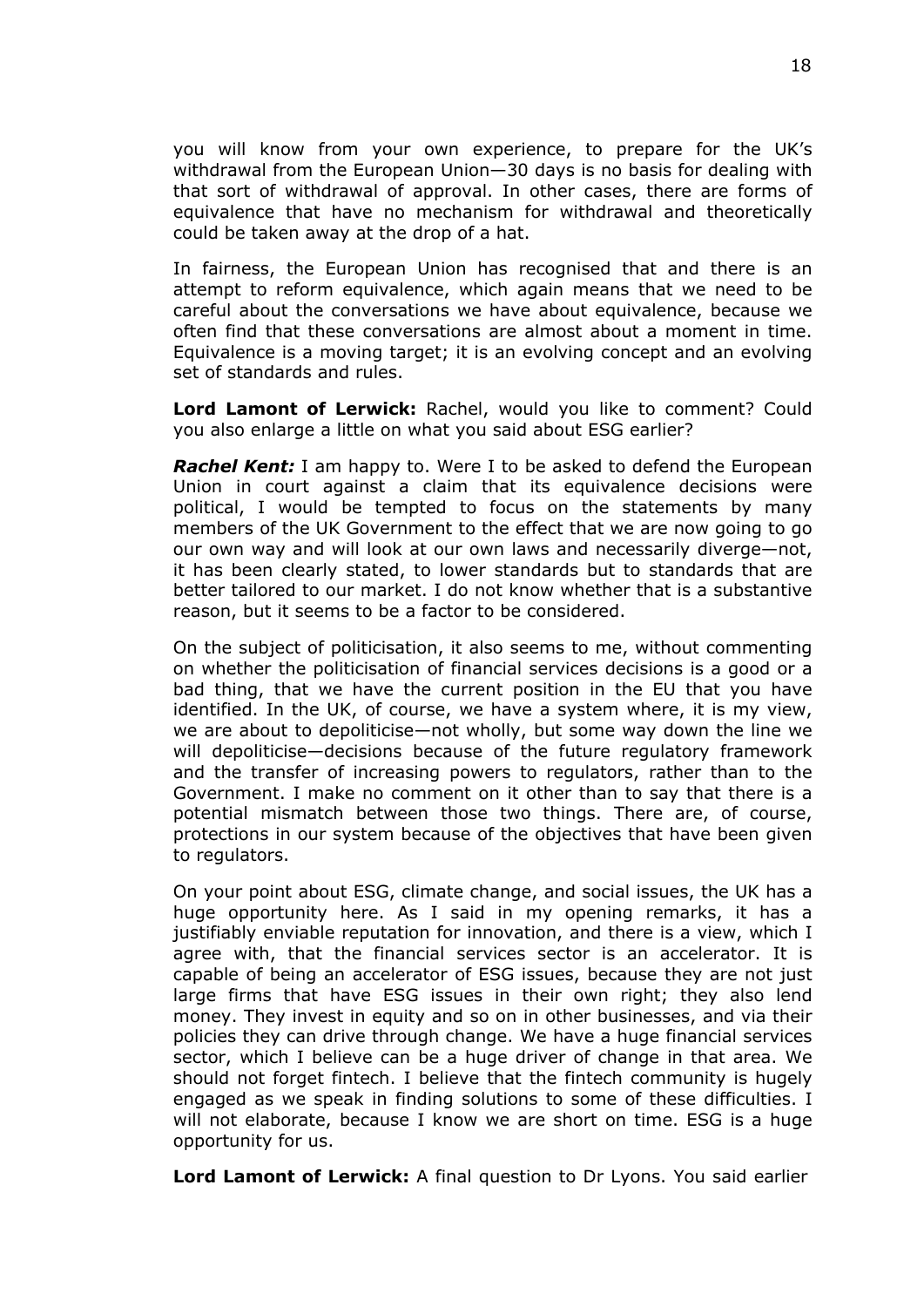you will know from your own experience, to prepare for the UK's withdrawal from the European Union—30 days is no basis for dealing with that sort of withdrawal of approval. In other cases, there are forms of equivalence that have no mechanism for withdrawal and theoretically could be taken away at the drop of a hat.

In fairness, the European Union has recognised that and there is an attempt to reform equivalence, which again means that we need to be careful about the conversations we have about equivalence, because we often find that these conversations are almost about a moment in time. Equivalence is a moving target; it is an evolving concept and an evolving set of standards and rules.

**Lord Lamont of Lerwick:** Rachel, would you like to comment? Could you also enlarge a little on what you said about ESG earlier?

***Rachel Kent:*** I am happy to. Were I to be asked to defend the European Union in court against a claim that its equivalence decisions were political, I would be tempted to focus on the statements by many members of the UK Government to the effect that we are now going to go our own way and will look at our own laws and necessarily diverge—not, it has been clearly stated, to lower standards but to standards that are better tailored to our market. I do not know whether that is a substantive reason, but it seems to be a factor to be considered.

On the subject of politicisation, it also seems to me, without commenting on whether the politicisation of financial services decisions is a good or a bad thing, that we have the current position in the EU that you have identified. In the UK, of course, we have a system where, it is my view, we are about to depoliticise—not wholly, but some way down the line we will depoliticise—decisions because of the future regulatory framework and the transfer of increasing powers to regulators, rather than to the Government. I make no comment on it other than to say that there is a potential mismatch between those two things. There are, of course, protections in our system because of the objectives that have been given to regulators.

On your point about ESG, climate change, and social issues, the UK has a huge opportunity here. As I said in my opening remarks, it has a justifiably enviable reputation for innovation, and there is a view, which I agree with, that the financial services sector is an accelerator. It is capable of being an accelerator of ESG issues, because they are not just large firms that have ESG issues in their own right; they also lend money. They invest in equity and so on in other businesses, and via their policies they can drive through change. We have a huge financial services sector, which I believe can be a huge driver of change in that area. We should not forget fintech. I believe that the fintech community is hugely engaged as we speak in finding solutions to some of these difficulties. I will not elaborate, because I know we are short on time. ESG is a huge opportunity for us.

**Lord Lamont of Lerwick:** A final question to Dr Lyons. You said earlier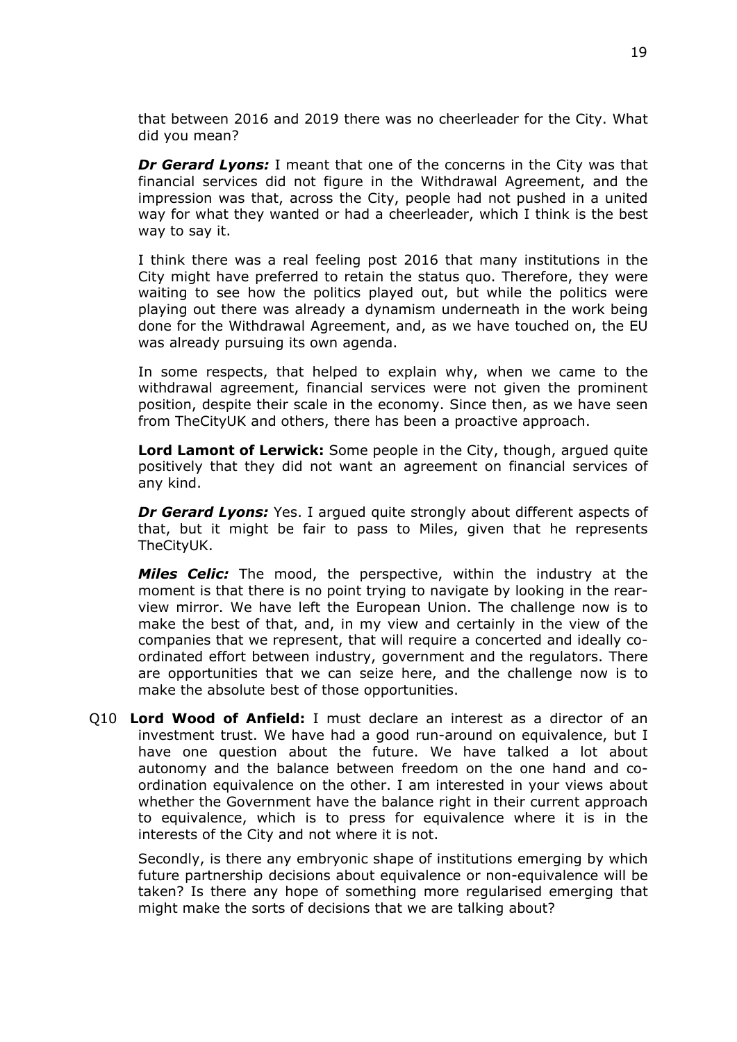that between 2016 and 2019 there was no cheerleader for the City. What did you mean?

***Dr Gerard Lyons:*** I meant that one of the concerns in the City was that financial services did not figure in the Withdrawal Agreement, and the impression was that, across the City, people had not pushed in a united way for what they wanted or had a cheerleader, which I think is the best way to say it.

I think there was a real feeling post 2016 that many institutions in the City might have preferred to retain the status quo. Therefore, they were waiting to see how the politics played out, but while the politics were playing out there was already a dynamism underneath in the work being done for the Withdrawal Agreement, and, as we have touched on, the EU was already pursuing its own agenda.

In some respects, that helped to explain why, when we came to the withdrawal agreement, financial services were not given the prominent position, despite their scale in the economy. Since then, as we have seen from TheCityUK and others, there has been a proactive approach.

**Lord Lamont of Lerwick:** Some people in the City, though, argued quite positively that they did not want an agreement on financial services of any kind.

***Dr Gerard Lyons:*** Yes. I argued quite strongly about different aspects of that, but it might be fair to pass to Miles, given that he represents TheCityUK.

***Miles Celic:*** The mood, the perspective, within the industry at the moment is that there is no point trying to navigate by looking in the rear-view mirror. We have left the European Union. The challenge now is to make the best of that, and, in my view and certainly in the view of the companies that we represent, that will require a concerted and ideally co-ordinated effort between industry, government and the regulators. There are opportunities that we can seize here, and the challenge now is to make the absolute best of those opportunities.

Q10 **Lord Wood of Anfield:** I must declare an interest as a director of an investment trust. We have had a good run-around on equivalence, but I have one question about the future. We have talked a lot about autonomy and the balance between freedom on the one hand and co-ordination equivalence on the other. I am interested in your views about whether the Government have the balance right in their current approach to equivalence, which is to press for equivalence where it is in the interests of the City and not where it is not.

Secondly, is there any embryonic shape of institutions emerging by which future partnership decisions about equivalence or non-equivalence will be taken? Is there any hope of something more regularised emerging that might make the sorts of decisions that we are talking about?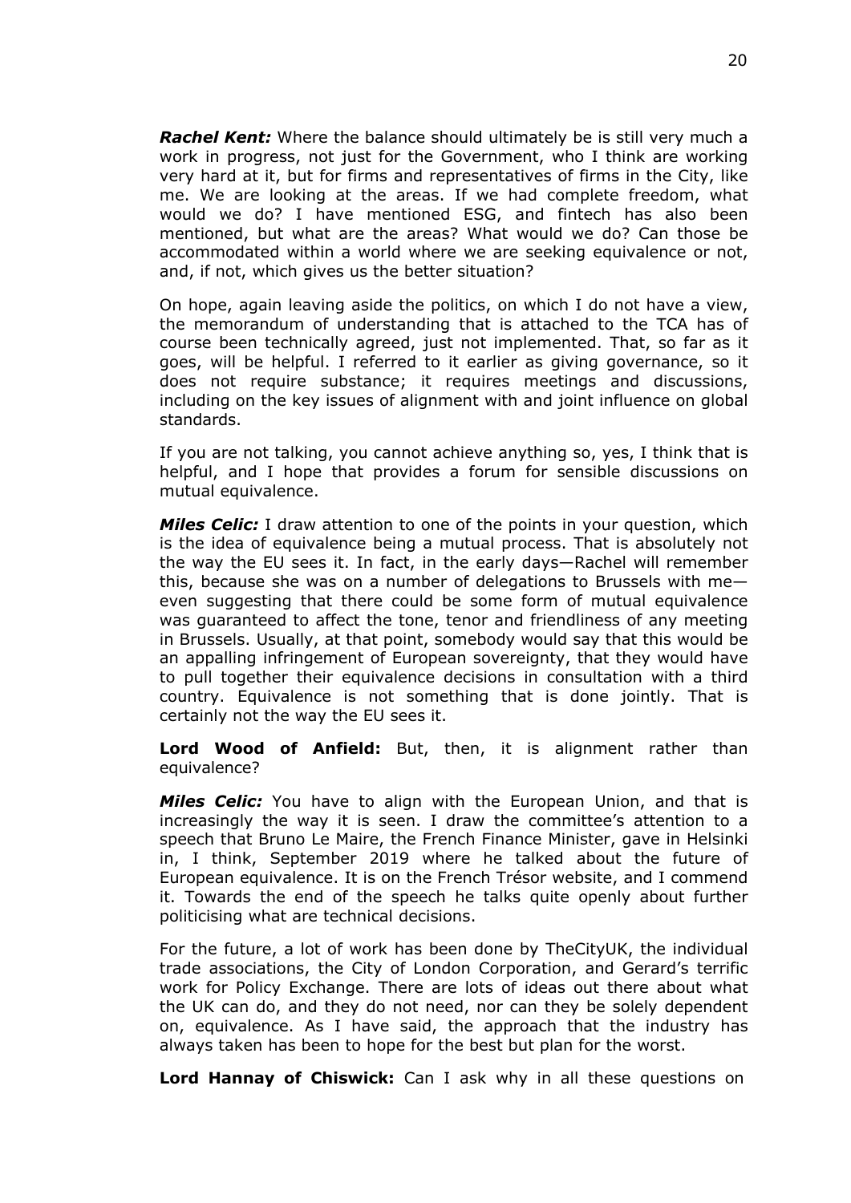***Rachel Kent:*** Where the balance should ultimately be is still very much a work in progress, not just for the Government, who I think are working very hard at it, but for firms and representatives of firms in the City, like me. We are looking at the areas. If we had complete freedom, what would we do? I have mentioned ESG, and fintech has also been mentioned, but what are the areas? What would we do? Can those be accommodated within a world where we are seeking equivalence or not, and, if not, which gives us the better situation?

On hope, again leaving aside the politics, on which I do not have a view, the memorandum of understanding that is attached to the TCA has of course been technically agreed, just not implemented. That, so far as it goes, will be helpful. I referred to it earlier as giving governance, so it does not require substance; it requires meetings and discussions, including on the key issues of alignment with and joint influence on global standards.

If you are not talking, you cannot achieve anything so, yes, I think that is helpful, and I hope that provides a forum for sensible discussions on mutual equivalence.

***Miles Celic:*** I draw attention to one of the points in your question, which is the idea of equivalence being a mutual process. That is absolutely not the way the EU sees it. In fact, in the early days—Rachel will remember this, because she was on a number of delegations to Brussels with me—even suggesting that there could be some form of mutual equivalence was guaranteed to affect the tone, tenor and friendliness of any meeting in Brussels. Usually, at that point, somebody would say that this would be an appalling infringement of European sovereignty, that they would have to pull together their equivalence decisions in consultation with a third country. Equivalence is not something that is done jointly. That is certainly not the way the EU sees it.

**Lord Wood of Anfield:** But, then, it is alignment rather than equivalence?

***Miles Celic:*** You have to align with the European Union, and that is increasingly the way it is seen. I draw the committee's attention to a speech that Bruno Le Maire, the French Finance Minister, gave in Helsinki in, I think, September 2019 where he talked about the future of European equivalence. It is on the French Trésor website, and I commend it. Towards the end of the speech he talks quite openly about further politicising what are technical decisions.

For the future, a lot of work has been done by TheCityUK, the individual trade associations, the City of London Corporation, and Gerard's terrific work for Policy Exchange. There are lots of ideas out there about what the UK can do, and they do not need, nor can they be solely dependent on, equivalence. As I have said, the approach that the industry has always taken has been to hope for the best but plan for the worst.

**Lord Hannay of Chiswick:** Can I ask why in all these questions on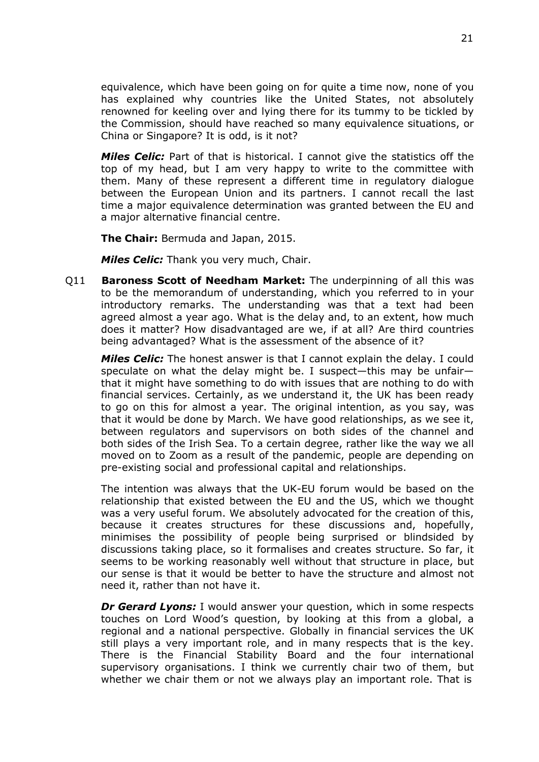equivalence, which have been going on for quite a time now, none of you has explained why countries like the United States, not absolutely renowned for keeling over and lying there for its tummy to be tickled by the Commission, should have reached so many equivalence situations, or China or Singapore? It is odd, is it not?

***Miles Celic:*** Part of that is historical. I cannot give the statistics off the top of my head, but I am very happy to write to the committee with them. Many of these represent a different time in regulatory dialogue between the European Union and its partners. I cannot recall the last time a major equivalence determination was granted between the EU and a major alternative financial centre.

**The Chair:** Bermuda and Japan, 2015.

***Miles Celic:*** Thank you very much, Chair.

Q11 **Baroness Scott of Needham Market:** The underpinning of all this was to be the memorandum of understanding, which you referred to in your introductory remarks. The understanding was that a text had been agreed almost a year ago. What is the delay and, to an extent, how much does it matter? How disadvantaged are we, if at all? Are third countries being advantaged? What is the assessment of the absence of it?

***Miles Celic:*** The honest answer is that I cannot explain the delay. I could speculate on what the delay might be. I suspect—this may be unfair—that it might have something to do with issues that are nothing to do with financial services. Certainly, as we understand it, the UK has been ready to go on this for almost a year. The original intention, as you say, was that it would be done by March. We have good relationships, as we see it, between regulators and supervisors on both sides of the channel and both sides of the Irish Sea. To a certain degree, rather like the way we all moved on to Zoom as a result of the pandemic, people are depending on pre-existing social and professional capital and relationships.

The intention was always that the UK-EU forum would be based on the relationship that existed between the EU and the US, which we thought was a very useful forum. We absolutely advocated for the creation of this, because it creates structures for these discussions and, hopefully, minimises the possibility of people being surprised or blindsided by discussions taking place, so it formalises and creates structure. So far, it seems to be working reasonably well without that structure in place, but our sense is that it would be better to have the structure and almost not need it, rather than not have it.

***Dr Gerard Lyons:*** I would answer your question, which in some respects touches on Lord Wood's question, by looking at this from a global, a regional and a national perspective. Globally in financial services the UK still plays a very important role, and in many respects that is the key. There is the Financial Stability Board and the four international supervisory organisations. I think we currently chair two of them, but whether we chair them or not we always play an important role. That is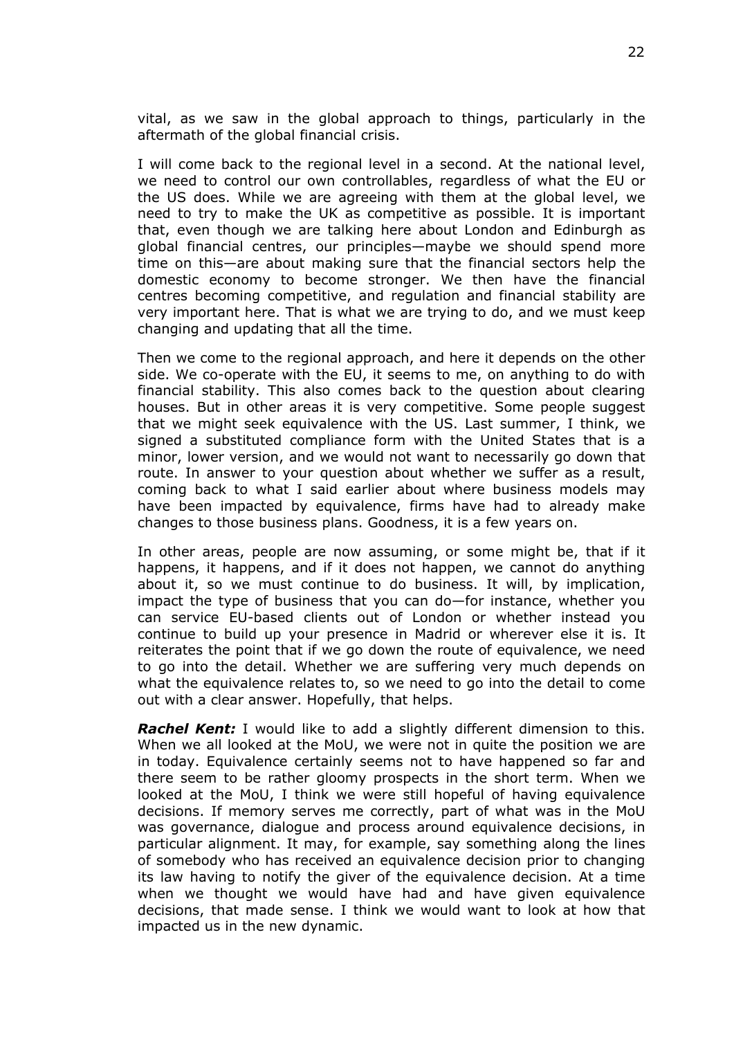vital, as we saw in the global approach to things, particularly in the aftermath of the global financial crisis.

I will come back to the regional level in a second. At the national level, we need to control our own controllables, regardless of what the EU or the US does. While we are agreeing with them at the global level, we need to try to make the UK as competitive as possible. It is important that, even though we are talking here about London and Edinburgh as global financial centres, our principles—maybe we should spend more time on this—are about making sure that the financial sectors help the domestic economy to become stronger. We then have the financial centres becoming competitive, and regulation and financial stability are very important here. That is what we are trying to do, and we must keep changing and updating that all the time.

Then we come to the regional approach, and here it depends on the other side. We co-operate with the EU, it seems to me, on anything to do with financial stability. This also comes back to the question about clearing houses. But in other areas it is very competitive. Some people suggest that we might seek equivalence with the US. Last summer, I think, we signed a substituted compliance form with the United States that is a minor, lower version, and we would not want to necessarily go down that route. In answer to your question about whether we suffer as a result, coming back to what I said earlier about where business models may have been impacted by equivalence, firms have had to already make changes to those business plans. Goodness, it is a few years on.

In other areas, people are now assuming, or some might be, that if it happens, it happens, and if it does not happen, we cannot do anything about it, so we must continue to do business. It will, by implication, impact the type of business that you can do—for instance, whether you can service EU-based clients out of London or whether instead you continue to build up your presence in Madrid or wherever else it is. It reiterates the point that if we go down the route of equivalence, we need to go into the detail. Whether we are suffering very much depends on what the equivalence relates to, so we need to go into the detail to come out with a clear answer. Hopefully, that helps.

***Rachel Kent:*** I would like to add a slightly different dimension to this. When we all looked at the MoU, we were not in quite the position we are in today. Equivalence certainly seems not to have happened so far and there seem to be rather gloomy prospects in the short term. When we looked at the MoU, I think we were still hopeful of having equivalence decisions. If memory serves me correctly, part of what was in the MoU was governance, dialogue and process around equivalence decisions, in particular alignment. It may, for example, say something along the lines of somebody who has received an equivalence decision prior to changing its law having to notify the giver of the equivalence decision. At a time when we thought we would have had and have given equivalence decisions, that made sense. I think we would want to look at how that impacted us in the new dynamic.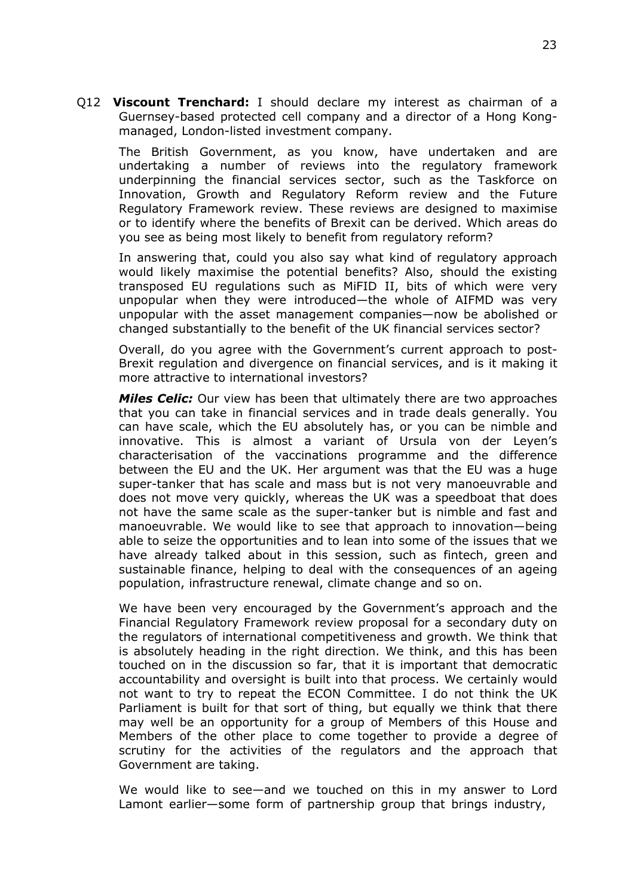Q12 **Viscount Trenchard:** I should declare my interest as chairman of a Guernsey-based protected cell company and a director of a Hong Kong-managed, London-listed investment company.

The British Government, as you know, have undertaken and are undertaking a number of reviews into the regulatory framework underpinning the financial services sector, such as the Taskforce on Innovation, Growth and Regulatory Reform review and the Future Regulatory Framework review. These reviews are designed to maximise or to identify where the benefits of Brexit can be derived. Which areas do you see as being most likely to benefit from regulatory reform?

In answering that, could you also say what kind of regulatory approach would likely maximise the potential benefits? Also, should the existing transposed EU regulations such as MiFID II, bits of which were very unpopular when they were introduced—the whole of AIFMD was very unpopular with the asset management companies—now be abolished or changed substantially to the benefit of the UK financial services sector?

Overall, do you agree with the Government's current approach to post-Brexit regulation and divergence on financial services, and is it making it more attractive to international investors?

***Miles Celic:*** Our view has been that ultimately there are two approaches that you can take in financial services and in trade deals generally. You can have scale, which the EU absolutely has, or you can be nimble and innovative. This is almost a variant of Ursula von der Leyen's characterisation of the vaccinations programme and the difference between the EU and the UK. Her argument was that the EU was a huge super-tanker that has scale and mass but is not very manoeuvrable and does not move very quickly, whereas the UK was a speedboat that does not have the same scale as the super-tanker but is nimble and fast and manoeuvrable. We would like to see that approach to innovation—being able to seize the opportunities and to lean into some of the issues that we have already talked about in this session, such as fintech, green and sustainable finance, helping to deal with the consequences of an ageing population, infrastructure renewal, climate change and so on.

We have been very encouraged by the Government's approach and the Financial Regulatory Framework review proposal for a secondary duty on the regulators of international competitiveness and growth. We think that is absolutely heading in the right direction. We think, and this has been touched on in the discussion so far, that it is important that democratic accountability and oversight is built into that process. We certainly would not want to try to repeat the ECON Committee. I do not think the UK Parliament is built for that sort of thing, but equally we think that there may well be an opportunity for a group of Members of this House and Members of the other place to come together to provide a degree of scrutiny for the activities of the regulators and the approach that Government are taking.

We would like to see—and we touched on this in my answer to Lord Lamont earlier—some form of partnership group that brings industry,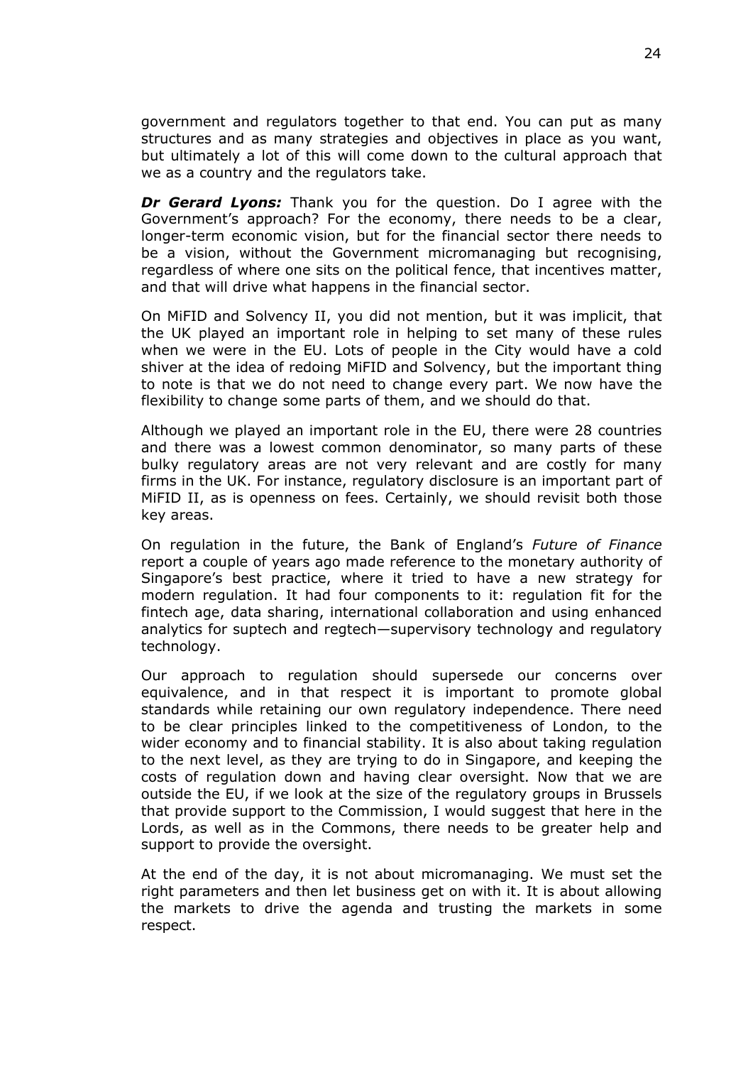government and regulators together to that end. You can put as many structures and as many strategies and objectives in place as you want, but ultimately a lot of this will come down to the cultural approach that we as a country and the regulators take.

***Dr Gerard Lyons:*** Thank you for the question. Do I agree with the Government's approach? For the economy, there needs to be a clear, longer-term economic vision, but for the financial sector there needs to be a vision, without the Government micromanaging but recognising, regardless of where one sits on the political fence, that incentives matter, and that will drive what happens in the financial sector.

On MiFID and Solvency II, you did not mention, but it was implicit, that the UK played an important role in helping to set many of these rules when we were in the EU. Lots of people in the City would have a cold shiver at the idea of redoing MiFID and Solvency, but the important thing to note is that we do not need to change every part. We now have the flexibility to change some parts of them, and we should do that.

Although we played an important role in the EU, there were 28 countries and there was a lowest common denominator, so many parts of these bulky regulatory areas are not very relevant and are costly for many firms in the UK. For instance, regulatory disclosure is an important part of MiFID II, as is openness on fees. Certainly, we should revisit both those key areas.

On regulation in the future, the Bank of England's *Future of Finance* report a couple of years ago made reference to the monetary authority of Singapore's best practice, where it tried to have a new strategy for modern regulation. It had four components to it: regulation fit for the fintech age, data sharing, international collaboration and using enhanced analytics for suptech and regtech—supervisory technology and regulatory technology.

Our approach to regulation should supersede our concerns over equivalence, and in that respect it is important to promote global standards while retaining our own regulatory independence. There need to be clear principles linked to the competitiveness of London, to the wider economy and to financial stability. It is also about taking regulation to the next level, as they are trying to do in Singapore, and keeping the costs of regulation down and having clear oversight. Now that we are outside the EU, if we look at the size of the regulatory groups in Brussels that provide support to the Commission, I would suggest that here in the Lords, as well as in the Commons, there needs to be greater help and support to provide the oversight.

At the end of the day, it is not about micromanaging. We must set the right parameters and then let business get on with it. It is about allowing the markets to drive the agenda and trusting the markets in some respect.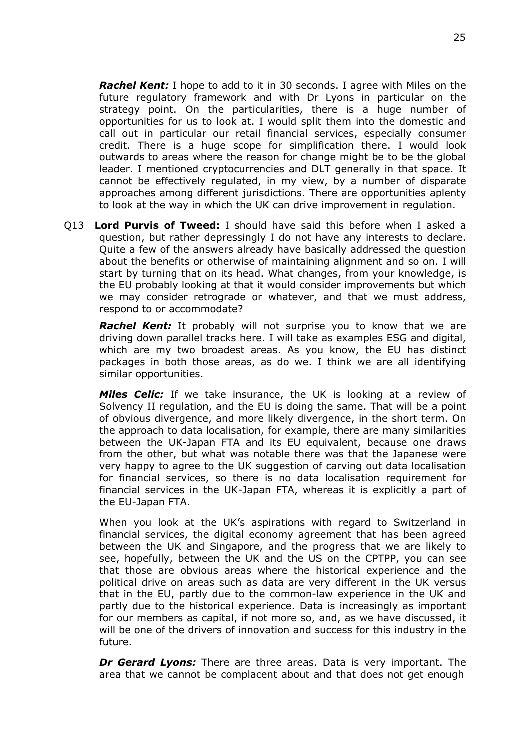***Rachel Kent:*** I hope to add to it in 30 seconds. I agree with Miles on the future regulatory framework and with Dr Lyons in particular on the strategy point. On the particularities, there is a huge number of opportunities for us to look at. I would split them into the domestic and call out in particular our retail financial services, especially consumer credit. There is a huge scope for simplification there. I would look outwards to areas where the reason for change might be to be the global leader. I mentioned cryptocurrencies and DLT generally in that space. It cannot be effectively regulated, in my view, by a number of disparate approaches among different jurisdictions. There are opportunities aplenty to look at the way in which the UK can drive improvement in regulation.

Q13 **Lord Purvis of Tweed:** I should have said this before when I asked a question, but rather depressingly I do not have any interests to declare. Quite a few of the answers already have basically addressed the question about the benefits or otherwise of maintaining alignment and so on. I will start by turning that on its head. What changes, from your knowledge, is the EU probably looking at that it would consider improvements but which we may consider retrograde or whatever, and that we must address, respond to or accommodate?

***Rachel Kent:*** It probably will not surprise you to know that we are driving down parallel tracks here. I will take as examples ESG and digital, which are my two broadest areas. As you know, the EU has distinct packages in both those areas, as do we. I think we are all identifying similar opportunities.

***Miles Celic:*** If we take insurance, the UK is looking at a review of Solvency II regulation, and the EU is doing the same. That will be a point of obvious divergence, and more likely divergence, in the short term. On the approach to data localisation, for example, there are many similarities between the UK-Japan FTA and its EU equivalent, because one draws from the other, but what was notable there was that the Japanese were very happy to agree to the UK suggestion of carving out data localisation for financial services, so there is no data localisation requirement for financial services in the UK-Japan FTA, whereas it is explicitly a part of the EU-Japan FTA.

When you look at the UK's aspirations with regard to Switzerland in financial services, the digital economy agreement that has been agreed between the UK and Singapore, and the progress that we are likely to see, hopefully, between the UK and the US on the CPTPP, you can see that those are obvious areas where the historical experience and the political drive on areas such as data are very different in the UK versus that in the EU, partly due to the common-law experience in the UK and partly due to the historical experience. Data is increasingly as important for our members as capital, if not more so, and, as we have discussed, it will be one of the drivers of innovation and success for this industry in the future.

***Dr Gerard Lyons:*** There are three areas. Data is very important. The area that we cannot be complacent about and that does not get enough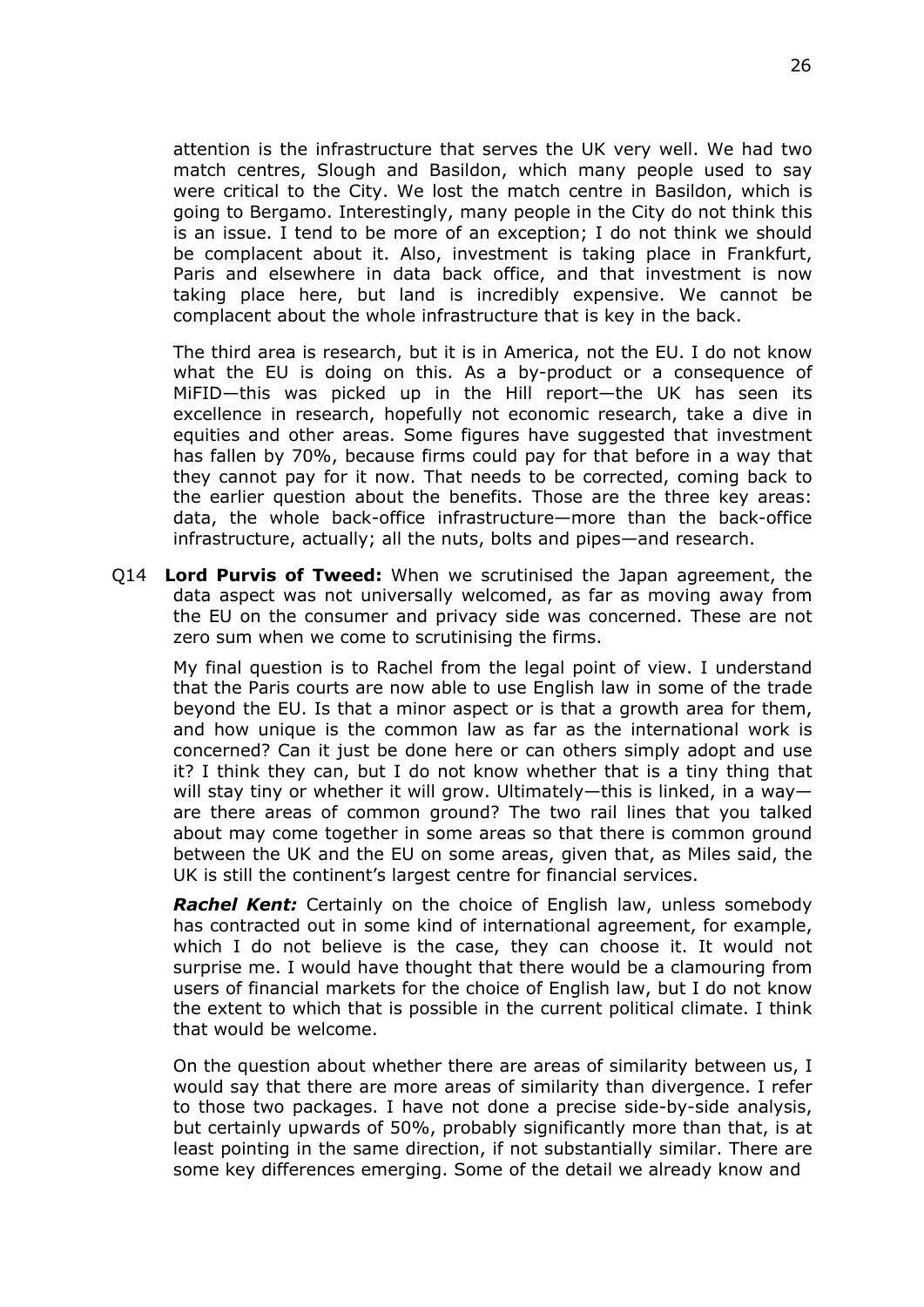attention is the infrastructure that serves the UK very well. We had two match centres, Slough and Basildon, which many people used to say were critical to the City. We lost the match centre in Basildon, which is going to Bergamo. Interestingly, many people in the City do not think this is an issue. I tend to be more of an exception; I do not think we should be complacent about it. Also, investment is taking place in Frankfurt, Paris and elsewhere in data back office, and that investment is now taking place here, but land is incredibly expensive. We cannot be complacent about the whole infrastructure that is key in the back.

The third area is research, but it is in America, not the EU. I do not know what the EU is doing on this. As a by-product or a consequence of MiFID—this was picked up in the Hill report—the UK has seen its excellence in research, hopefully not economic research, take a dive in equities and other areas. Some figures have suggested that investment has fallen by 70%, because firms could pay for that before in a way that they cannot pay for it now. That needs to be corrected, coming back to the earlier question about the benefits. Those are the three key areas: data, the whole back-office infrastructure—more than the back-office infrastructure, actually; all the nuts, bolts and pipes—and research.

Q14 **Lord Purvis of Tweed:** When we scrutinised the Japan agreement, the data aspect was not universally welcomed, as far as moving away from the EU on the consumer and privacy side was concerned. These are not zero sum when we come to scrutinising the firms.

My final question is to Rachel from the legal point of view. I understand that the Paris courts are now able to use English law in some of the trade beyond the EU. Is that a minor aspect or is that a growth area for them, and how unique is the common law as far as the international work is concerned? Can it just be done here or can others simply adopt and use it? I think they can, but I do not know whether that is a tiny thing that will stay tiny or whether it will grow. Ultimately—this is linked, in a way—are there areas of common ground? The two rail lines that you talked about may come together in some areas so that there is common ground between the UK and the EU on some areas, given that, as Miles said, the UK is still the continent's largest centre for financial services.

***Rachel Kent:*** Certainly on the choice of English law, unless somebody has contracted out in some kind of international agreement, for example, which I do not believe is the case, they can choose it. It would not surprise me. I would have thought that there would be a clamouring from users of financial markets for the choice of English law, but I do not know the extent to which that is possible in the current political climate. I think that would be welcome.

On the question about whether there are areas of similarity between us, I would say that there are more areas of similarity than divergence. I refer to those two packages. I have not done a precise side-by-side analysis, but certainly upwards of 50%, probably significantly more than that, is at least pointing in the same direction, if not substantially similar. There are some key differences emerging. Some of the detail we already know and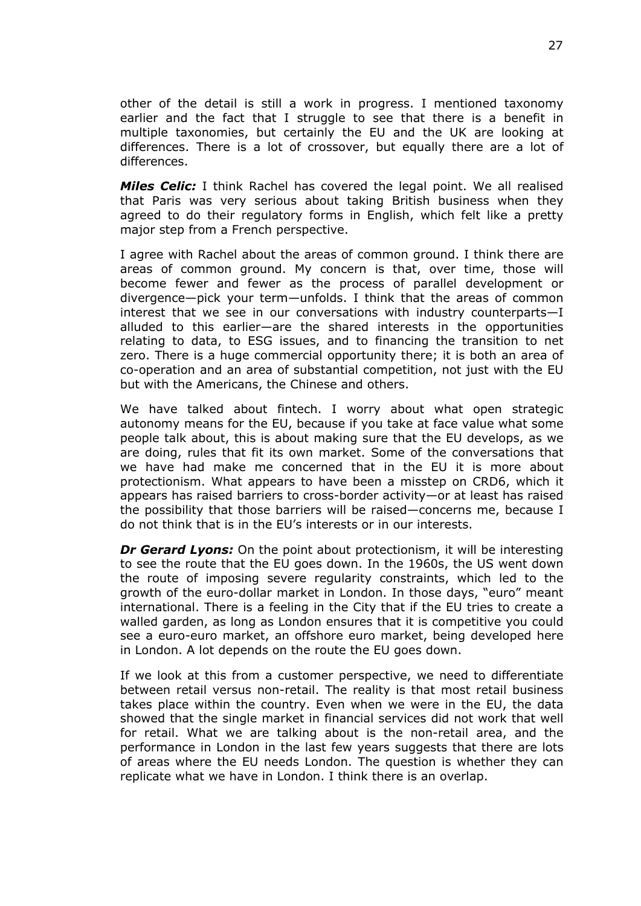other of the detail is still a work in progress. I mentioned taxonomy earlier and the fact that I struggle to see that there is a benefit in multiple taxonomies, but certainly the EU and the UK are looking at differences. There is a lot of crossover, but equally there are a lot of differences.

***Miles Celic:*** I think Rachel has covered the legal point. We all realised that Paris was very serious about taking British business when they agreed to do their regulatory forms in English, which felt like a pretty major step from a French perspective.

I agree with Rachel about the areas of common ground. I think there are areas of common ground. My concern is that, over time, those will become fewer and fewer as the process of parallel development or divergence—pick your term—unfolds. I think that the areas of common interest that we see in our conversations with industry counterparts—I alluded to this earlier—are the shared interests in the opportunities relating to data, to ESG issues, and to financing the transition to net zero. There is a huge commercial opportunity there; it is both an area of co-operation and an area of substantial competition, not just with the EU but with the Americans, the Chinese and others.

We have talked about fintech. I worry about what open strategic autonomy means for the EU, because if you take at face value what some people talk about, this is about making sure that the EU develops, as we are doing, rules that fit its own market. Some of the conversations that we have had make me concerned that in the EU it is more about protectionism. What appears to have been a misstep on CRD6, which it appears has raised barriers to cross-border activity—or at least has raised the possibility that those barriers will be raised—concerns me, because I do not think that is in the EU's interests or in our interests.

***Dr Gerard Lyons:*** On the point about protectionism, it will be interesting to see the route that the EU goes down. In the 1960s, the US went down the route of imposing severe regularity constraints, which led to the growth of the euro-dollar market in London. In those days, "euro" meant international. There is a feeling in the City that if the EU tries to create a walled garden, as long as London ensures that it is competitive you could see a euro-euro market, an offshore euro market, being developed here in London. A lot depends on the route the EU goes down.

If we look at this from a customer perspective, we need to differentiate between retail versus non-retail. The reality is that most retail business takes place within the country. Even when we were in the EU, the data showed that the single market in financial services did not work that well for retail. What we are talking about is the non-retail area, and the performance in London in the last few years suggests that there are lots of areas where the EU needs London. The question is whether they can replicate what we have in London. I think there is an overlap.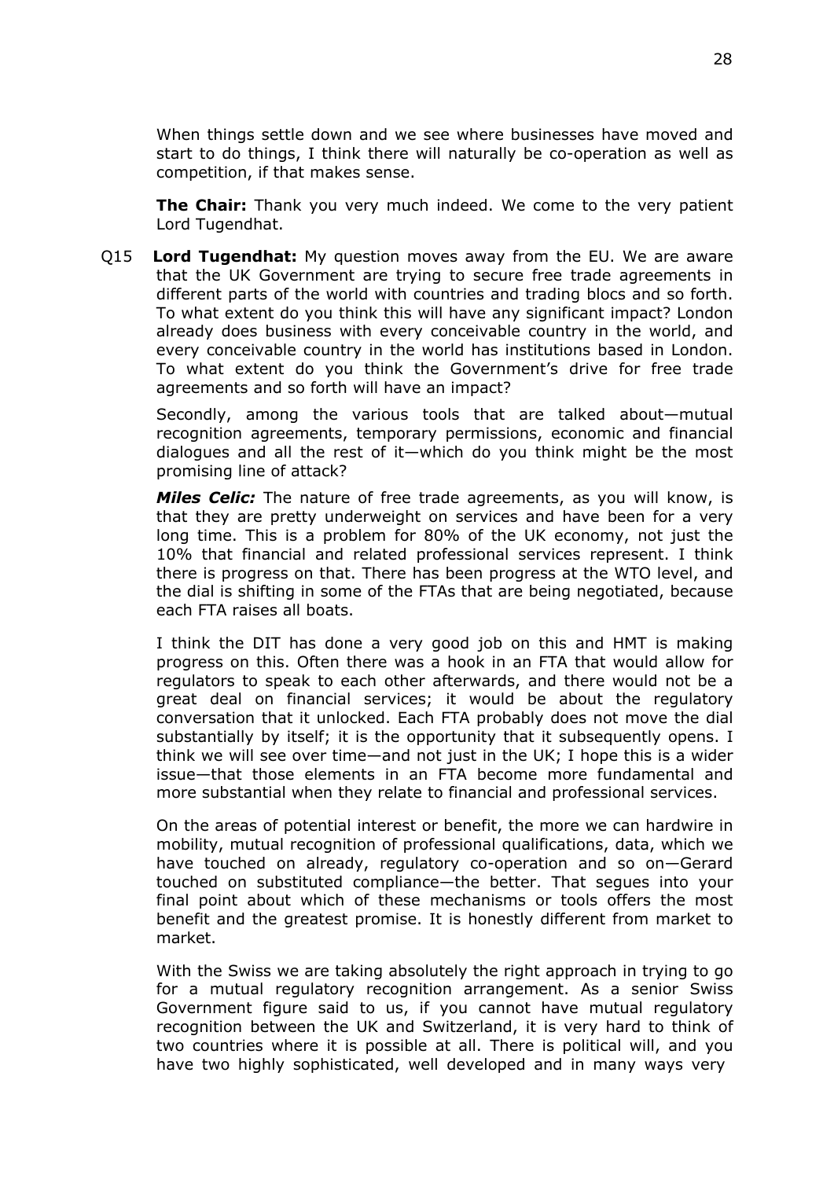When things settle down and we see where businesses have moved and start to do things, I think there will naturally be co-operation as well as competition, if that makes sense.

**The Chair:** Thank you very much indeed. We come to the very patient Lord Tugendhat.

Q15 **Lord Tugendhat:** My question moves away from the EU. We are aware that the UK Government are trying to secure free trade agreements in different parts of the world with countries and trading blocs and so forth. To what extent do you think this will have any significant impact? London already does business with every conceivable country in the world, and every conceivable country in the world has institutions based in London. To what extent do you think the Government's drive for free trade agreements and so forth will have an impact?

Secondly, among the various tools that are talked about—mutual recognition agreements, temporary permissions, economic and financial dialogues and all the rest of it—which do you think might be the most promising line of attack?

***Miles Celic:*** The nature of free trade agreements, as you will know, is that they are pretty underweight on services and have been for a very long time. This is a problem for 80% of the UK economy, not just the 10% that financial and related professional services represent. I think there is progress on that. There has been progress at the WTO level, and the dial is shifting in some of the FTAs that are being negotiated, because each FTA raises all boats.

I think the DIT has done a very good job on this and HMT is making progress on this. Often there was a hook in an FTA that would allow for regulators to speak to each other afterwards, and there would not be a great deal on financial services; it would be about the regulatory conversation that it unlocked. Each FTA probably does not move the dial substantially by itself; it is the opportunity that it subsequently opens. I think we will see over time—and not just in the UK; I hope this is a wider issue—that those elements in an FTA become more fundamental and more substantial when they relate to financial and professional services.

On the areas of potential interest or benefit, the more we can hardwire in mobility, mutual recognition of professional qualifications, data, which we have touched on already, regulatory co-operation and so on—Gerard touched on substituted compliance—the better. That segues into your final point about which of these mechanisms or tools offers the most benefit and the greatest promise. It is honestly different from market to market.

With the Swiss we are taking absolutely the right approach in trying to go for a mutual regulatory recognition arrangement. As a senior Swiss Government figure said to us, if you cannot have mutual regulatory recognition between the UK and Switzerland, it is very hard to think of two countries where it is possible at all. There is political will, and you have two highly sophisticated, well developed and in many ways very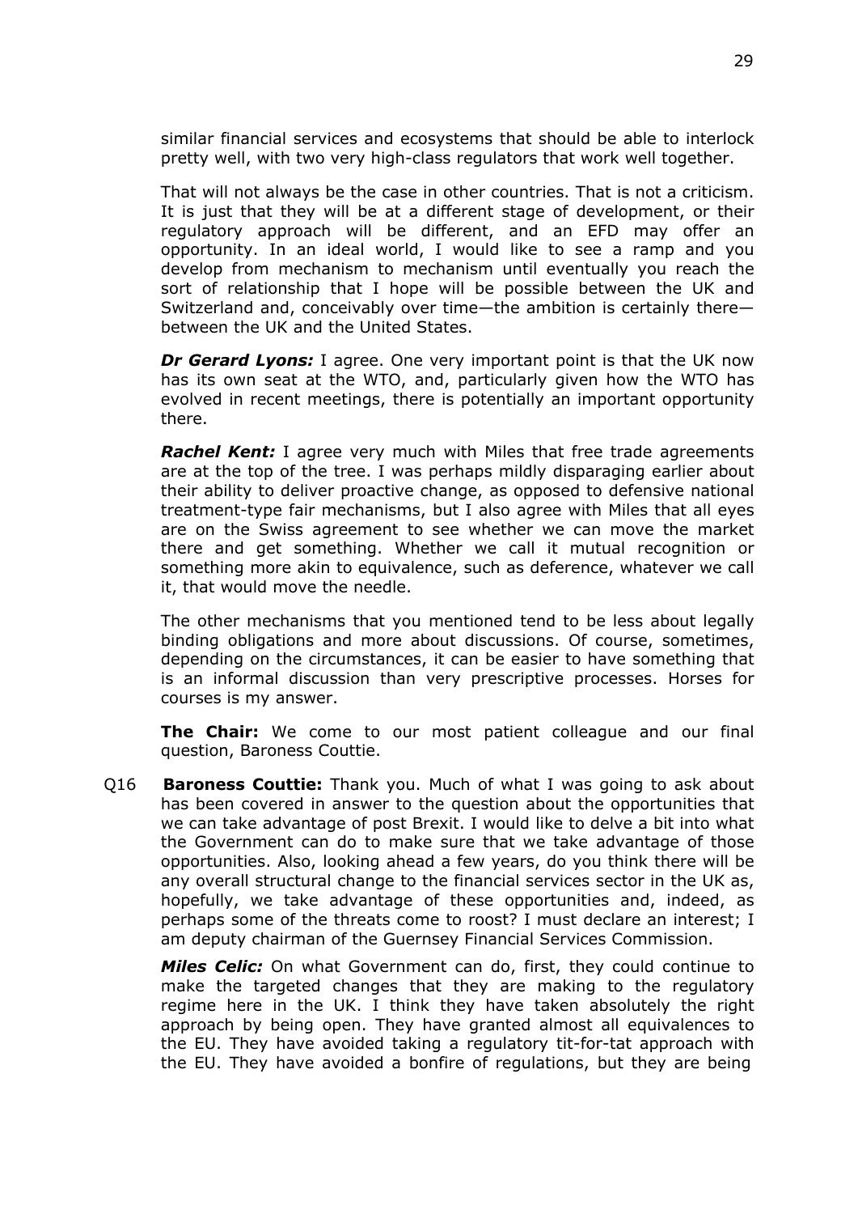similar financial services and ecosystems that should be able to interlock pretty well, with two very high-class regulators that work well together.

That will not always be the case in other countries. That is not a criticism. It is just that they will be at a different stage of development, or their regulatory approach will be different, and an EFD may offer an opportunity. In an ideal world, I would like to see a ramp and you develop from mechanism to mechanism until eventually you reach the sort of relationship that I hope will be possible between the UK and Switzerland and, conceivably over time—the ambition is certainly there—between the UK and the United States.

***Dr Gerard Lyons:*** I agree. One very important point is that the UK now has its own seat at the WTO, and, particularly given how the WTO has evolved in recent meetings, there is potentially an important opportunity there.

***Rachel Kent:*** I agree very much with Miles that free trade agreements are at the top of the tree. I was perhaps mildly disparaging earlier about their ability to deliver proactive change, as opposed to defensive national treatment-type fair mechanisms, but I also agree with Miles that all eyes are on the Swiss agreement to see whether we can move the market there and get something. Whether we call it mutual recognition or something more akin to equivalence, such as deference, whatever we call it, that would move the needle.

The other mechanisms that you mentioned tend to be less about legally binding obligations and more about discussions. Of course, sometimes, depending on the circumstances, it can be easier to have something that is an informal discussion than very prescriptive processes. Horses for courses is my answer.

**The Chair:** We come to our most patient colleague and our final question, Baroness Couttie.

Q16 **Baroness Couttie:** Thank you. Much of what I was going to ask about has been covered in answer to the question about the opportunities that we can take advantage of post Brexit. I would like to delve a bit into what the Government can do to make sure that we take advantage of those opportunities. Also, looking ahead a few years, do you think there will be any overall structural change to the financial services sector in the UK as, hopefully, we take advantage of these opportunities and, indeed, as perhaps some of the threats come to roost? I must declare an interest; I am deputy chairman of the Guernsey Financial Services Commission.

***Miles Celic:*** On what Government can do, first, they could continue to make the targeted changes that they are making to the regulatory regime here in the UK. I think they have taken absolutely the right approach by being open. They have granted almost all equivalences to the EU. They have avoided taking a regulatory tit-for-tat approach with the EU. They have avoided a bonfire of regulations, but they are being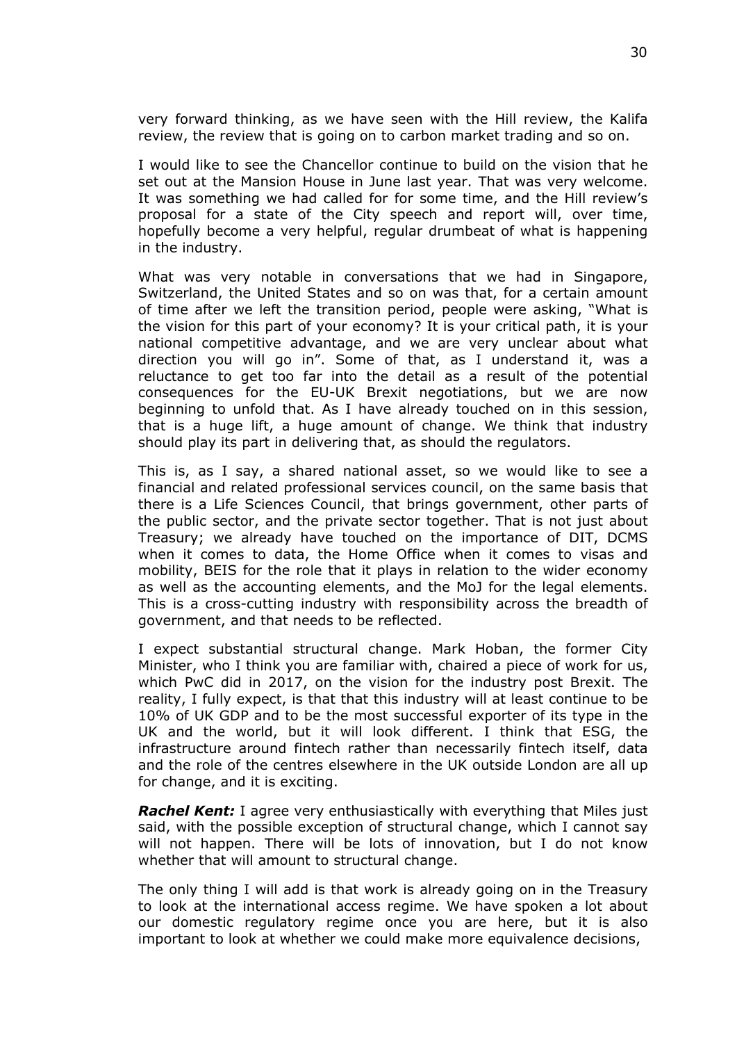very forward thinking, as we have seen with the Hill review, the Kalifa review, the review that is going on to carbon market trading and so on.

I would like to see the Chancellor continue to build on the vision that he set out at the Mansion House in June last year. That was very welcome. It was something we had called for for some time, and the Hill review's proposal for a state of the City speech and report will, over time, hopefully become a very helpful, regular drumbeat of what is happening in the industry.

What was very notable in conversations that we had in Singapore, Switzerland, the United States and so on was that, for a certain amount of time after we left the transition period, people were asking, "What is the vision for this part of your economy? It is your critical path, it is your national competitive advantage, and we are very unclear about what direction you will go in". Some of that, as I understand it, was a reluctance to get too far into the detail as a result of the potential consequences for the EU-UK Brexit negotiations, but we are now beginning to unfold that. As I have already touched on in this session, that is a huge lift, a huge amount of change. We think that industry should play its part in delivering that, as should the regulators.

This is, as I say, a shared national asset, so we would like to see a financial and related professional services council, on the same basis that there is a Life Sciences Council, that brings government, other parts of the public sector, and the private sector together. That is not just about Treasury; we already have touched on the importance of DIT, DCMS when it comes to data, the Home Office when it comes to visas and mobility, BEIS for the role that it plays in relation to the wider economy as well as the accounting elements, and the MoJ for the legal elements. This is a cross-cutting industry with responsibility across the breadth of government, and that needs to be reflected.

I expect substantial structural change. Mark Hoban, the former City Minister, who I think you are familiar with, chaired a piece of work for us, which PwC did in 2017, on the vision for the industry post Brexit. The reality, I fully expect, is that that this industry will at least continue to be 10% of UK GDP and to be the most successful exporter of its type in the UK and the world, but it will look different. I think that ESG, the infrastructure around fintech rather than necessarily fintech itself, data and the role of the centres elsewhere in the UK outside London are all up for change, and it is exciting.

***Rachel Kent:*** I agree very enthusiastically with everything that Miles just said, with the possible exception of structural change, which I cannot say will not happen. There will be lots of innovation, but I do not know whether that will amount to structural change.

The only thing I will add is that work is already going on in the Treasury to look at the international access regime. We have spoken a lot about our domestic regulatory regime once you are here, but it is also important to look at whether we could make more equivalence decisions,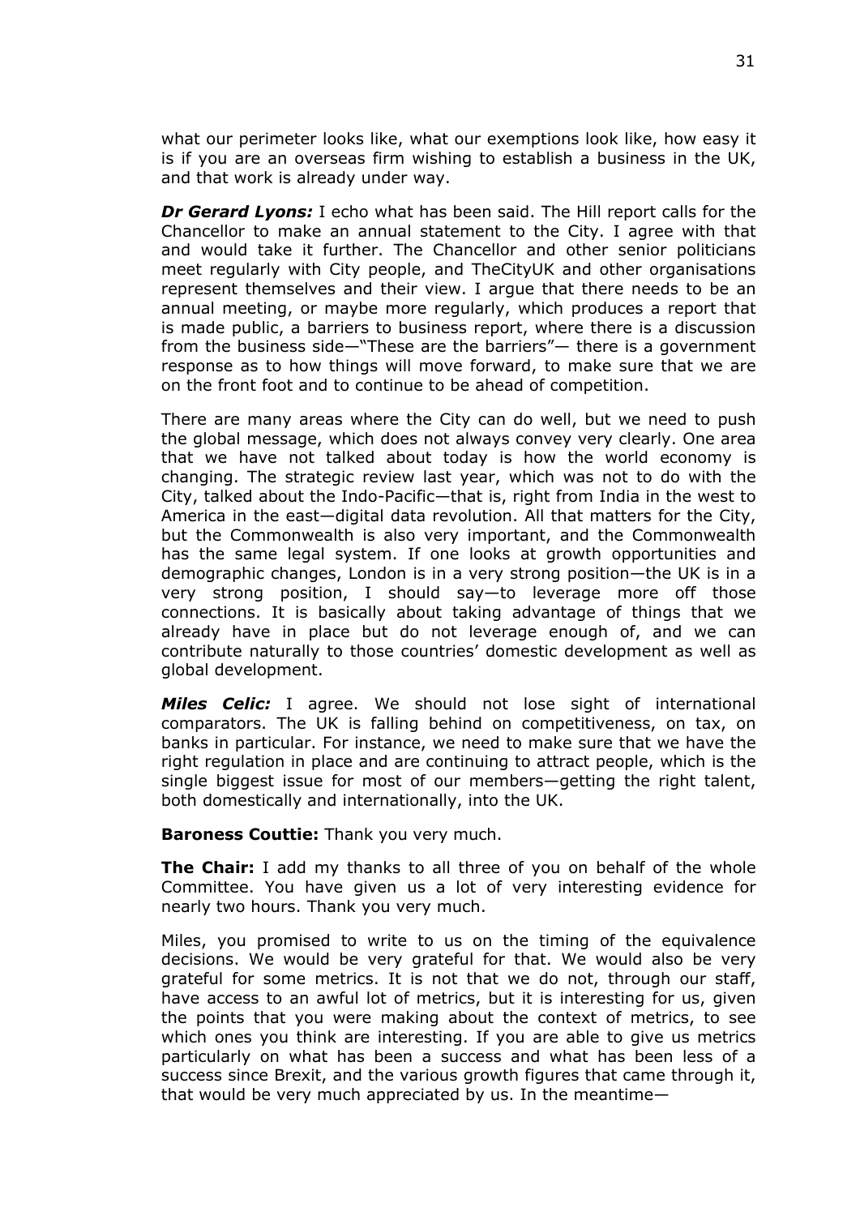what our perimeter looks like, what our exemptions look like, how easy it is if you are an overseas firm wishing to establish a business in the UK, and that work is already under way.

***Dr Gerard Lyons:*** I echo what has been said. The Hill report calls for the Chancellor to make an annual statement to the City. I agree with that and would take it further. The Chancellor and other senior politicians meet regularly with City people, and TheCityUK and other organisations represent themselves and their view. I argue that there needs to be an annual meeting, or maybe more regularly, which produces a report that is made public, a barriers to business report, where there is a discussion from the business side—"These are the barriers"— there is a government response as to how things will move forward, to make sure that we are on the front foot and to continue to be ahead of competition.

There are many areas where the City can do well, but we need to push the global message, which does not always convey very clearly. One area that we have not talked about today is how the world economy is changing. The strategic review last year, which was not to do with the City, talked about the Indo-Pacific—that is, right from India in the west to America in the east—digital data revolution. All that matters for the City, but the Commonwealth is also very important, and the Commonwealth has the same legal system. If one looks at growth opportunities and demographic changes, London is in a very strong position—the UK is in a very strong position, I should say—to leverage more off those connections. It is basically about taking advantage of things that we already have in place but do not leverage enough of, and we can contribute naturally to those countries' domestic development as well as global development.

***Miles Celic:*** I agree. We should not lose sight of international comparators. The UK is falling behind on competitiveness, on tax, on banks in particular. For instance, we need to make sure that we have the right regulation in place and are continuing to attract people, which is the single biggest issue for most of our members—getting the right talent, both domestically and internationally, into the UK.

**Baroness Couttie:** Thank you very much.

**The Chair:** I add my thanks to all three of you on behalf of the whole Committee. You have given us a lot of very interesting evidence for nearly two hours. Thank you very much.

Miles, you promised to write to us on the timing of the equivalence decisions. We would be very grateful for that. We would also be very grateful for some metrics. It is not that we do not, through our staff, have access to an awful lot of metrics, but it is interesting for us, given the points that you were making about the context of metrics, to see which ones you think are interesting. If you are able to give us metrics particularly on what has been a success and what has been less of a success since Brexit, and the various growth figures that came through it, that would be very much appreciated by us. In the meantime—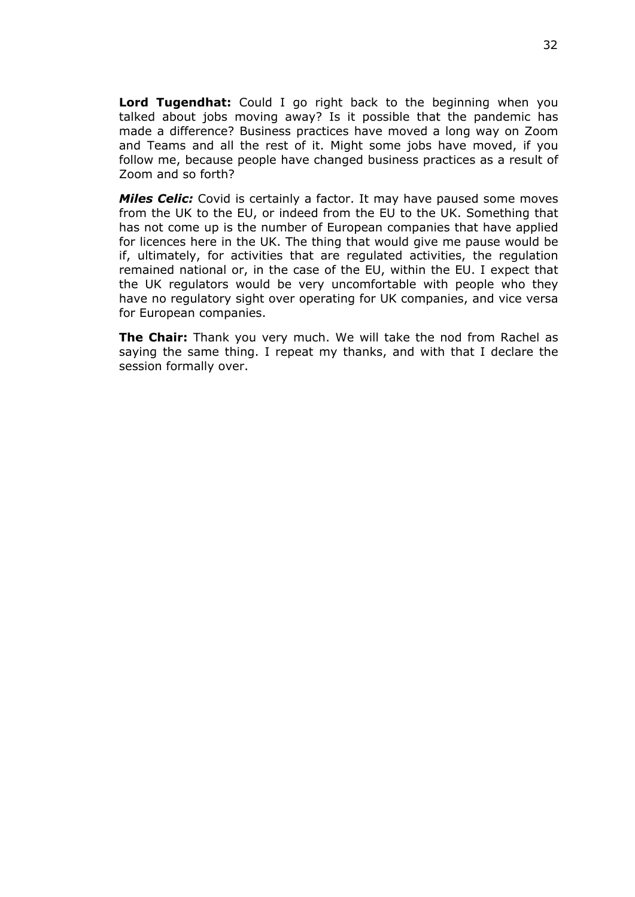**Lord Tugendhat:** Could I go right back to the beginning when you talked about jobs moving away? Is it possible that the pandemic has made a difference? Business practices have moved a long way on Zoom and Teams and all the rest of it. Might some jobs have moved, if you follow me, because people have changed business practices as a result of Zoom and so forth?

***Miles Celic:*** Covid is certainly a factor. It may have paused some moves from the UK to the EU, or indeed from the EU to the UK. Something that has not come up is the number of European companies that have applied for licences here in the UK. The thing that would give me pause would be if, ultimately, for activities that are regulated activities, the regulation remained national or, in the case of the EU, within the EU. I expect that the UK regulators would be very uncomfortable with people who they have no regulatory sight over operating for UK companies, and vice versa for European companies.

**The Chair:** Thank you very much. We will take the nod from Rachel as saying the same thing. I repeat my thanks, and with that I declare the session formally over.